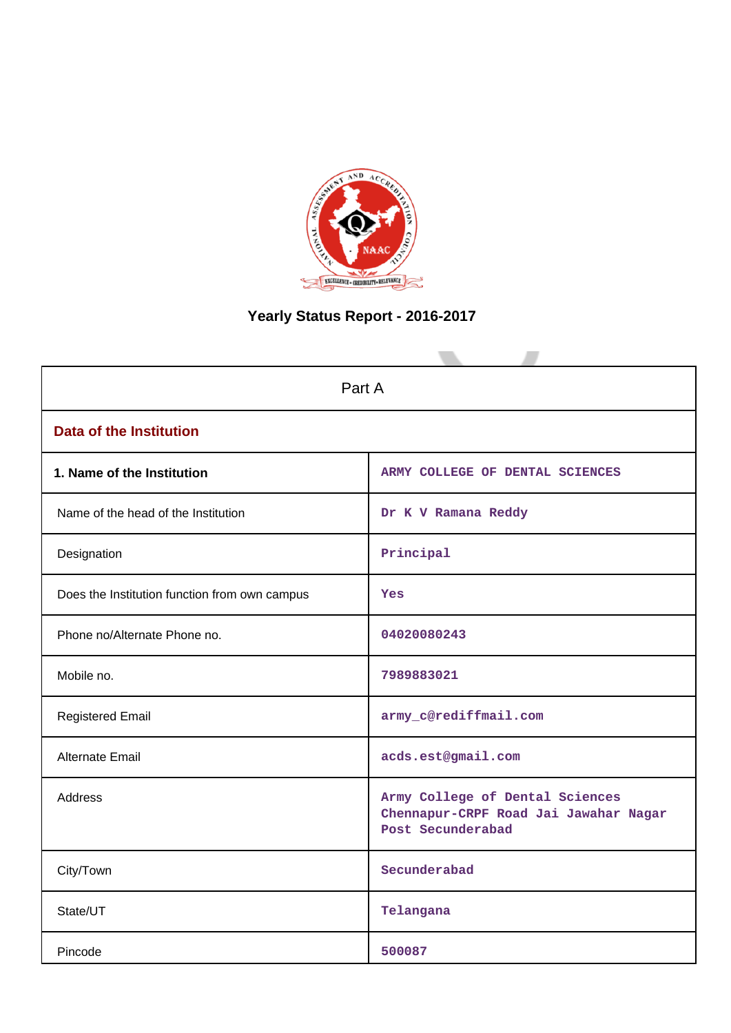# Yearly Status Report - 2016-2017

| Part A | |
|---|---|
| **Data of the Institution** | |
| **1. Name of the Institution** | ARMY COLLEGE OF DENTAL SCIENCES |
| Name of the head of the Institution | Dr K V Ramana Reddy |
| Designation | Principal |
| Does the Institution function from own campus | Yes |
| Phone no/Alternate Phone no. | 04020080243 |
| Mobile no. | 7989883021 |
| Registered Email | army_c@rediffmail.com |
| Alternate Email | acds.est@gmail.com |
| Address | Army College of Dental Sciences Chennapur-CRPF Road Jai Jawahar Nagar Post Secunderabad |
| City/Town | Secunderabad |
| State/UT | Telangana |
| Pincode | 500087 |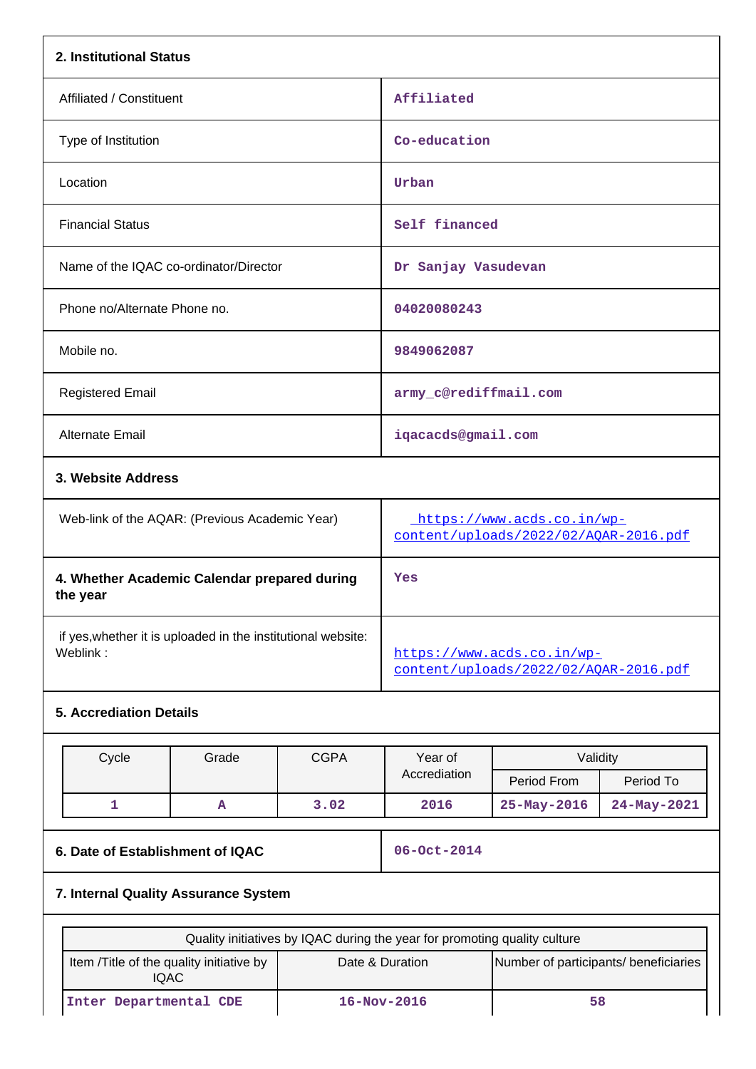### 2. Institutional Status

| | |
|---|---|
| Affiliated / Constituent | Affiliated |
| Type of Institution | Co-education |
| Location | Urban |
| Financial Status | Self financed |
| Name of the IQAC co-ordinator/Director | Dr Sanjay Vasudevan |
| Phone no/Alternate Phone no. | 04020080243 |
| Mobile no. | 9849062087 |
| Registered Email | army_c@rediffmail.com |
| Alternate Email | iqacacds@gmail.com |

### 3. Website Address

| | |
|---|---|
| Web-link of the AQAR: (Previous Academic Year) | https://www.acds.co.in/wp-content/uploads/2022/02/AQAR-2016.pdf |
| **4. Whether Academic Calendar prepared during the year** | Yes |
| if yes,whether it is uploaded in the institutional website: Weblink : | https://www.acds.co.in/wp-content/uploads/2022/02/AQAR-2016.pdf |

### 5. Accrediation Details

| Cycle | Grade | CGPA | Year of Accrediation | Validity | |
|---|---|---|---|---|---|
| | | | | Period From | Period To |
| 1 | A | 3.02 | 2016 | 25-May-2016 | 24-May-2021 |

| | |
|---|---|
| **6. Date of Establishment of IQAC** | 06-Oct-2014 |

### 7. Internal Quality Assurance System

| Quality initiatives by IQAC during the year for promoting quality culture | | |
|---|---|---|
| Item /Title of the quality initiative by IQAC | Date & Duration | Number of participants/ beneficiaries |
| Inter Departmental CDE | 16-Nov-2016 | 58 |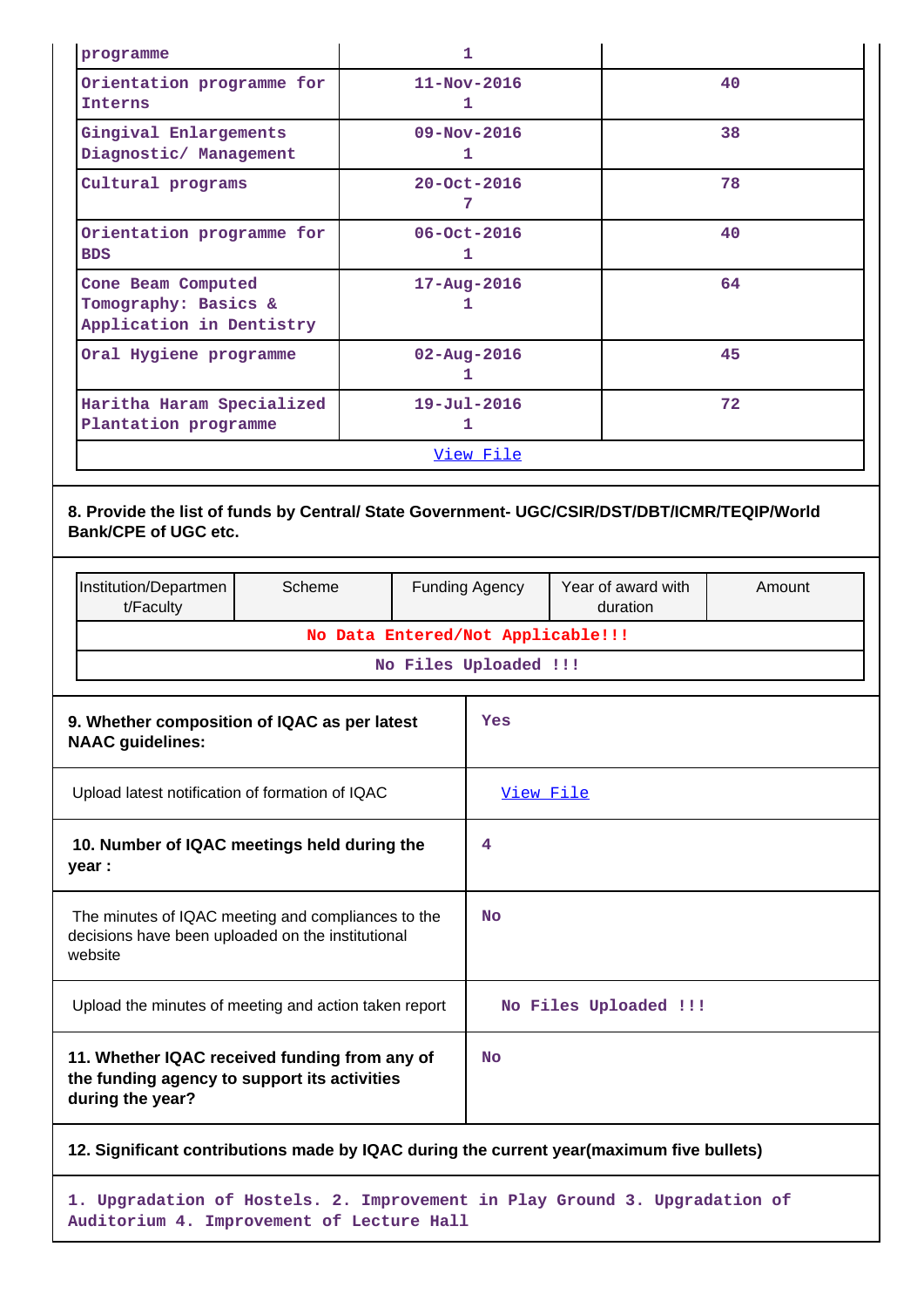| | | |
|---|---|---|
| programme | 1 | |
| Orientation programme for Interns | 11-Nov-2016<br>1 | 40 |
| Gingival Enlargements Diagnostic/ Management | 09-Nov-2016<br>1 | 38 |
| Cultural programs | 20-Oct-2016<br>7 | 78 |
| Orientation programme for BDS | 06-Oct-2016<br>1 | 40 |
| Cone Beam Computed Tomography: Basics & Application in Dentistry | 17-Aug-2016<br>1 | 64 |
| Oral Hygiene programme | 02-Aug-2016<br>1 | 45 |
| Haritha Haram Specialized Plantation programme | 19-Jul-2016<br>1 | 72 |
| View File | | |

**8. Provide the list of funds by Central/ State Government- UGC/CSIR/DST/DBT/ICMR/TEQIP/World Bank/CPE of UGC etc.**

| Institution/Department/Faculty | Scheme | Funding Agency | Year of award with duration | Amount |
|---|---|---|---|---|
| No Data Entered/Not Applicable!!! | | | | |
| No Files Uploaded !!! | | | | |

| | |
|---|---|
| **9. Whether composition of IQAC as per latest NAAC guidelines:** | Yes |
| Upload latest notification of formation of IQAC | View File |
| **10. Number of IQAC meetings held during the year :** | 4 |
| The minutes of IQAC meeting and compliances to the decisions have been uploaded on the institutional website | No |
| Upload the minutes of meeting and action taken report | No Files Uploaded !!! |
| **11. Whether IQAC received funding from any of the funding agency to support its activities during the year?** | No |

**12. Significant contributions made by IQAC during the current year(maximum five bullets)**

1. Upgradation of Hostels. 2. Improvement in Play Ground 3. Upgradation of Auditorium 4. Improvement of Lecture Hall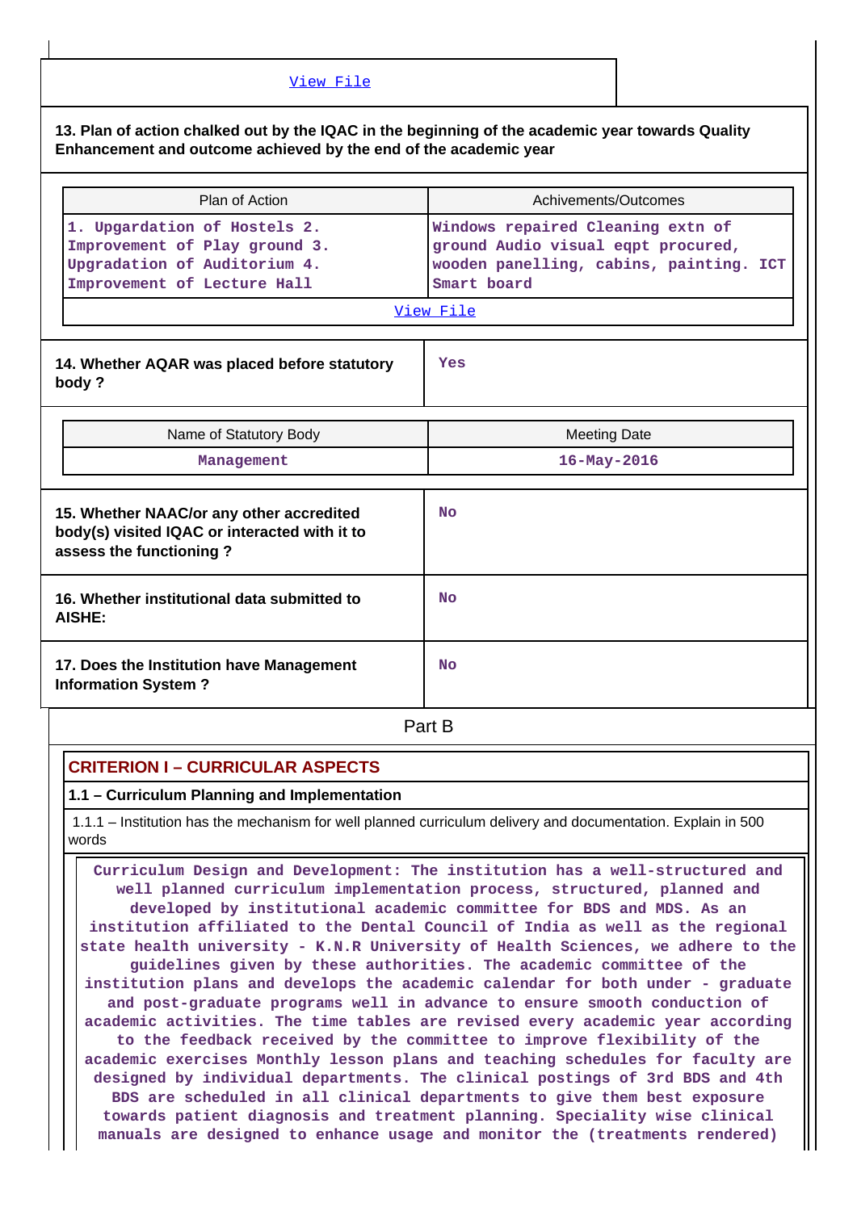View File

**13. Plan of action chalked out by the IQAC in the beginning of the academic year towards Quality Enhancement and outcome achieved by the end of the academic year**

| Plan of Action | Achivements/Outcomes |
|---|---|
| 1. Upgardation of Hostels 2. Improvement of Play ground 3. Upgradation of Auditorium 4. Improvement of Lecture Hall | Windows repaired Cleaning extn of ground Audio visual eqpt procured, wooden panelling, cabins, painting. ICT Smart board |

View File

| 14. Whether AQAR was placed before statutory body ? | Yes |
|---|---|

| Name of Statutory Body | Meeting Date |
|---|---|
| Management | 16-May-2016 |

| 15. Whether NAAC/or any other accredited body(s) visited IQAC or interacted with it to assess the functioning ? | No |
|---|---|
| 16. Whether institutional data submitted to AISHE: | No |
| 17. Does the Institution have Management Information System ? | No |

## Part B

### CRITERION I – CURRICULAR ASPECTS

#### 1.1 – Curriculum Planning and Implementation

1.1.1 – Institution has the mechanism for well planned curriculum delivery and documentation. Explain in 500 words

Curriculum Design and Development: The institution has a well-structured and well planned curriculum implementation process, structured, planned and developed by institutional academic committee for BDS and MDS. As an institution affiliated to the Dental Council of India as well as the regional state health university - K.N.R University of Health Sciences, we adhere to the guidelines given by these authorities. The academic committee of the institution plans and develops the academic calendar for both under - graduate and post-graduate programs well in advance to ensure smooth conduction of academic activities. The time tables are revised every academic year according to the feedback received by the committee to improve flexibility of the academic exercises Monthly lesson plans and teaching schedules for faculty are designed by individual departments. The clinical postings of 3rd BDS and 4th BDS are scheduled in all clinical departments to give them best exposure towards patient diagnosis and treatment planning. Speciality wise clinical manuals are designed to enhance usage and monitor the (treatments rendered)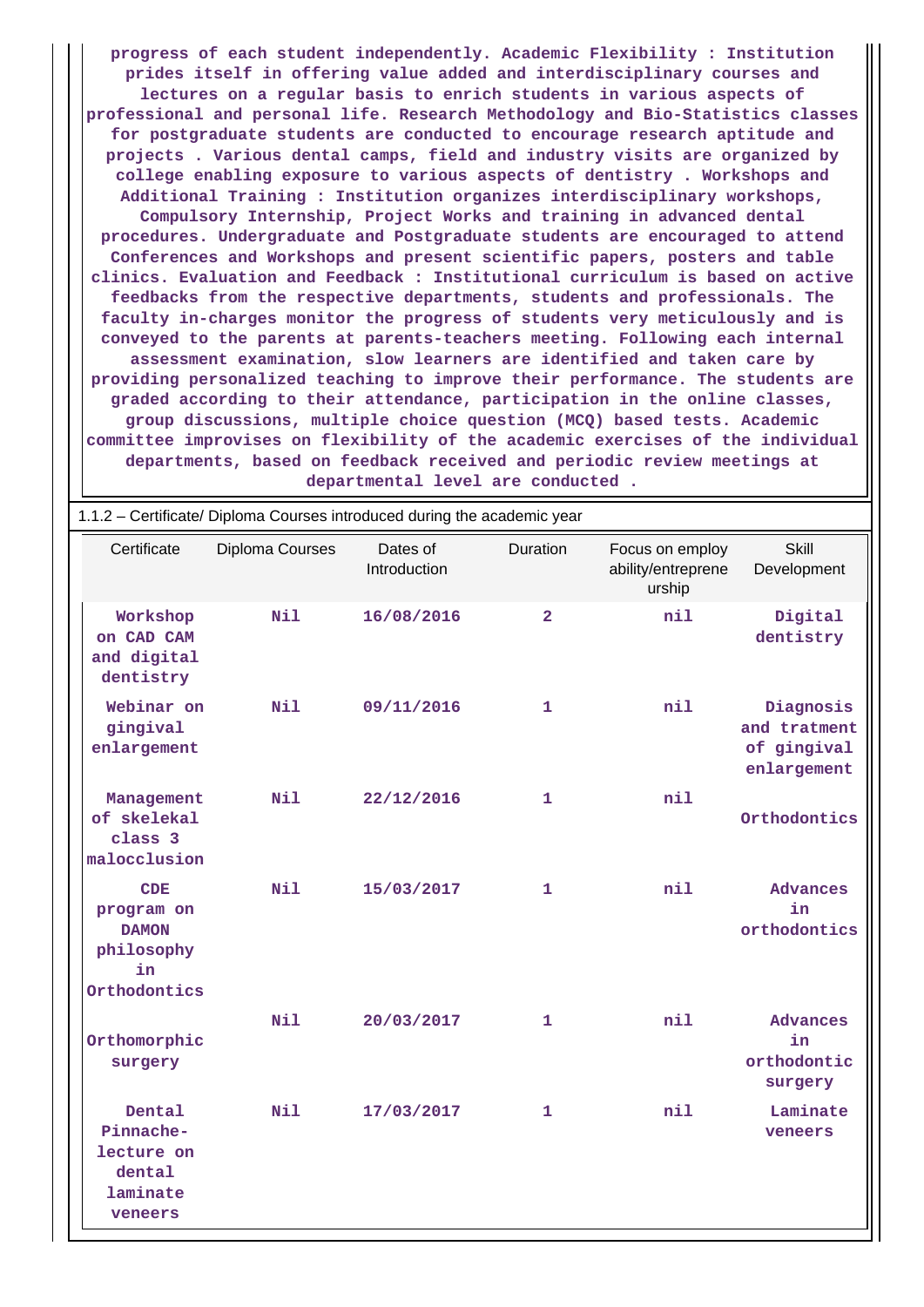progress of each student independently. Academic Flexibility : Institution prides itself in offering value added and interdisciplinary courses and lectures on a regular basis to enrich students in various aspects of professional and personal life. Research Methodology and Bio-Statistics classes for postgraduate students are conducted to encourage research aptitude and projects . Various dental camps, field and industry visits are organized by college enabling exposure to various aspects of dentistry . Workshops and Additional Training : Institution organizes interdisciplinary workshops, Compulsory Internship, Project Works and training in advanced dental procedures. Undergraduate and Postgraduate students are encouraged to attend Conferences and Workshops and present scientific papers, posters and table clinics. Evaluation and Feedback : Institutional curriculum is based on active feedbacks from the respective departments, students and professionals. The faculty in-charges monitor the progress of students very meticulously and is conveyed to the parents at parents-teachers meeting. Following each internal assessment examination, slow learners are identified and taken care by providing personalized teaching to improve their performance. The students are graded according to their attendance, participation in the online classes, group discussions, multiple choice question (MCQ) based tests. Academic committee improvises on flexibility of the academic exercises of the individual departments, based on feedback received and periodic review meetings at departmental level are conducted .

1.1.2 – Certificate/ Diploma Courses introduced during the academic year

| Certificate | Diploma Courses | Dates of Introduction | Duration | Focus on employ ability/entreprene urship | Skill Development |
|---|---|---|---|---|---|
| Workshop on CAD CAM and digital dentistry | Nil | 16/08/2016 | 2 | nil | Digital dentistry |
| Webinar on gingival enlargement | Nil | 09/11/2016 | 1 | nil | Diagnosis and tratment of gingival enlargement |
| Management of skelekal class 3 malocclusion | Nil | 22/12/2016 | 1 | nil | Orthodontics |
| CDE program on DAMON philosophy in Orthodontics | Nil | 15/03/2017 | 1 | nil | Advances in orthodontics |
| Orthomorphic surgery | Nil | 20/03/2017 | 1 | nil | Advances in orthodontic surgery |
| Dental Pinnache-lecture on dental laminate veneers | Nil | 17/03/2017 | 1 | nil | Laminate veneers |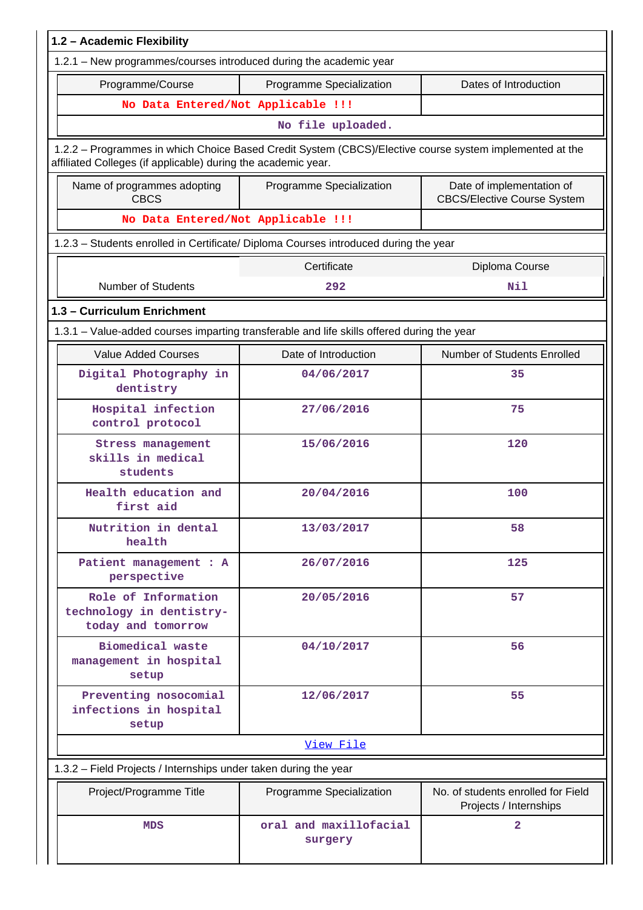## 1.2 – Academic Flexibility

1.2.1 – New programmes/courses introduced during the academic year

| Programme/Course | Programme Specialization | Dates of Introduction |
|---|---|---|
| No Data Entered/Not Applicable !!! | | |
| No file uploaded. | | |

1.2.2 – Programmes in which Choice Based Credit System (CBCS)/Elective course system implemented at the affiliated Colleges (if applicable) during the academic year.

| Name of programmes adopting CBCS | Programme Specialization | Date of implementation of CBCS/Elective Course System |
|---|---|---|
| No Data Entered/Not Applicable !!! | | |

1.2.3 – Students enrolled in Certificate/ Diploma Courses introduced during the year

| | Certificate | Diploma Course |
|---|---|---|
| Number of Students | 292 | Nil |

## 1.3 – Curriculum Enrichment

1.3.1 – Value-added courses imparting transferable and life skills offered during the year

| Value Added Courses | Date of Introduction | Number of Students Enrolled |
|---|---|---|
| Digital Photography in dentistry | 04/06/2017 | 35 |
| Hospital infection control protocol | 27/06/2016 | 75 |
| Stress management skills in medical students | 15/06/2016 | 120 |
| Health education and first aid | 20/04/2016 | 100 |
| Nutrition in dental health | 13/03/2017 | 58 |
| Patient management : A perspective | 26/07/2016 | 125 |
| Role of Information technology in dentistry-today and tomorrow | 20/05/2016 | 57 |
| Biomedical waste management in hospital setup | 04/10/2017 | 56 |
| Preventing nosocomial infections in hospital setup | 12/06/2017 | 55 |
| View File | | |

1.3.2 – Field Projects / Internships under taken during the year

| Project/Programme Title | Programme Specialization | No. of students enrolled for Field Projects / Internships |
|---|---|---|
| MDS | oral and maxillofacial surgery | 2 |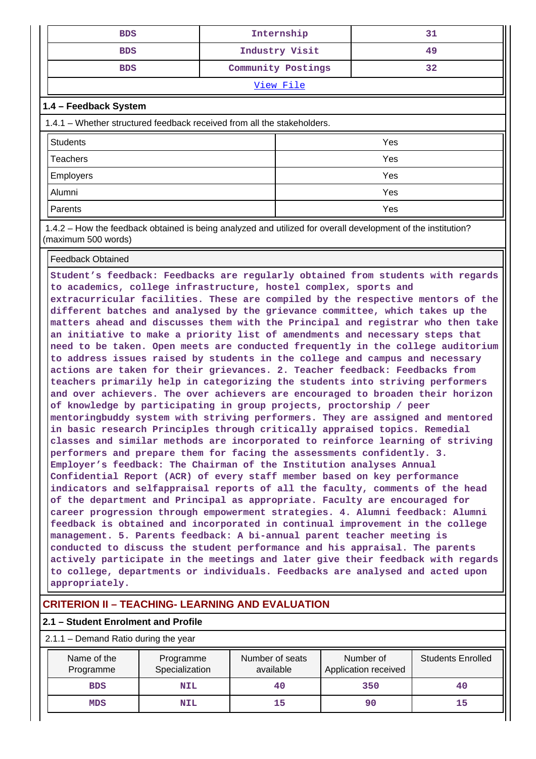| BDS | Internship | 31 |
|---|---|---|
| BDS | Industry Visit | 49 |
| BDS | Community Postings | 32 |

View File

### 1.4 – Feedback System

1.4.1 – Whether structured feedback received from all the stakeholders.

| Students | Yes |
|---|---|
| Teachers | Yes |
| Employers | Yes |
| Alumni | Yes |
| Parents | Yes |

1.4.2 – How the feedback obtained is being analyzed and utilized for overall development of the institution? (maximum 500 words)

Feedback Obtained

Student's feedback: Feedbacks are regularly obtained from students with regards to academics, college infrastructure, hostel complex, sports and extracurricular facilities. These are compiled by the respective mentors of the different batches and analysed by the grievance committee, which takes up the matters ahead and discusses them with the Principal and registrar who then take an initiative to make a priority list of amendments and necessary steps that need to be taken. Open meets are conducted frequently in the college auditorium to address issues raised by students in the college and campus and necessary actions are taken for their grievances. 2. Teacher feedback: Feedbacks from teachers primarily help in categorizing the students into striving performers and over achievers. The over achievers are encouraged to broaden their horizon of knowledge by participating in group projects, proctorship / peer mentoringbuddy system with striving performers. They are assigned and mentored in basic research Principles through critically appraised topics. Remedial classes and similar methods are incorporated to reinforce learning of striving performers and prepare them for facing the assessments confidently. 3. Employer's feedback: The Chairman of the Institution analyses Annual Confidential Report (ACR) of every staff member based on key performance indicators and selfappraisal reports of all the faculty, comments of the head of the department and Principal as appropriate. Faculty are encouraged for career progression through empowerment strategies. 4. Alumni feedback: Alumni feedback is obtained and incorporated in continual improvement in the college management. 5. Parents feedback: A bi-annual parent teacher meeting is conducted to discuss the student performance and his appraisal. The parents actively participate in the meetings and later give their feedback with regards to college, departments or individuals. Feedbacks are analysed and acted upon appropriately.

## CRITERION II – TEACHING- LEARNING AND EVALUATION

### 2.1 – Student Enrolment and Profile

2.1.1 – Demand Ratio during the year

| Name of the Programme | Programme Specialization | Number of seats available | Number of Application received | Students Enrolled |
|---|---|---|---|---|
| BDS | NIL | 40 | 350 | 40 |
| MDS | NIL | 15 | 90 | 15 |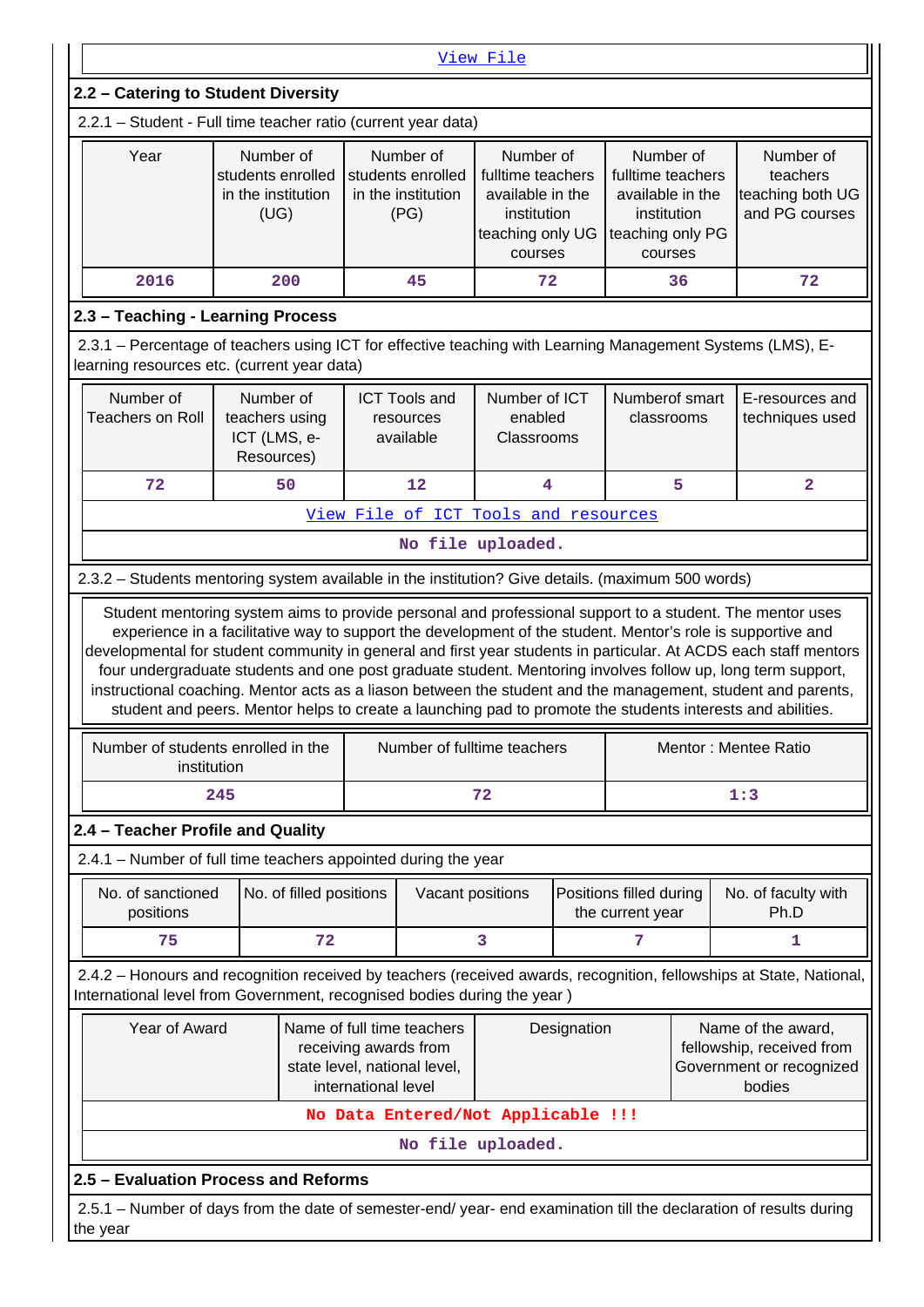View File

## 2.2 – Catering to Student Diversity

2.2.1 – Student - Full time teacher ratio (current year data)

| Year | Number of students enrolled in the institution (UG) | Number of students enrolled in the institution (PG) | Number of fulltime teachers available in the institution teaching only UG courses | Number of fulltime teachers available in the institution teaching only PG courses | Number of teachers teaching both UG and PG courses |
|---|---|---|---|---|---|
| 2016 | 200 | 45 | 72 | 36 | 72 |

## 2.3 – Teaching - Learning Process

2.3.1 – Percentage of teachers using ICT for effective teaching with Learning Management Systems (LMS), E-learning resources etc. (current year data)

| Number of Teachers on Roll | Number of teachers using ICT (LMS, e-Resources) | ICT Tools and resources available | Number of ICT enabled Classrooms | Numberof smart classrooms | E-resources and techniques used |
|---|---|---|---|---|---|
| 72 | 50 | 12 | 4 | 5 | 2 |

View File of ICT Tools and resources

No file uploaded.

2.3.2 – Students mentoring system available in the institution? Give details. (maximum 500 words)

Student mentoring system aims to provide personal and professional support to a student. The mentor uses experience in a facilitative way to support the development of the student. Mentor's role is supportive and developmental for student community in general and first year students in particular. At ACDS each staff mentors four undergraduate students and one post graduate student. Mentoring involves follow up, long term support, instructional coaching. Mentor acts as a liason between the student and the management, student and parents, student and peers. Mentor helps to create a launching pad to promote the students interests and abilities.

| Number of students enrolled in the institution | Number of fulltime teachers | Mentor : Mentee Ratio |
|---|---|---|
| 245 | 72 | 1:3 |

## 2.4 – Teacher Profile and Quality

2.4.1 – Number of full time teachers appointed during the year

| No. of sanctioned positions | No. of filled positions | Vacant positions | Positions filled during the current year | No. of faculty with Ph.D |
|---|---|---|---|---|
| 75 | 72 | 3 | 7 | 1 |

2.4.2 – Honours and recognition received by teachers (received awards, recognition, fellowships at State, National, International level from Government, recognised bodies during the year )

| Year of Award | Name of full time teachers receiving awards from state level, national level, international level | Designation | Name of the award, fellowship, received from Government or recognized bodies |
|---|---|---|---|
| No Data Entered/Not Applicable !!! | | | |

No file uploaded.

## 2.5 – Evaluation Process and Reforms

2.5.1 – Number of days from the date of semester-end/ year- end examination till the declaration of results during the year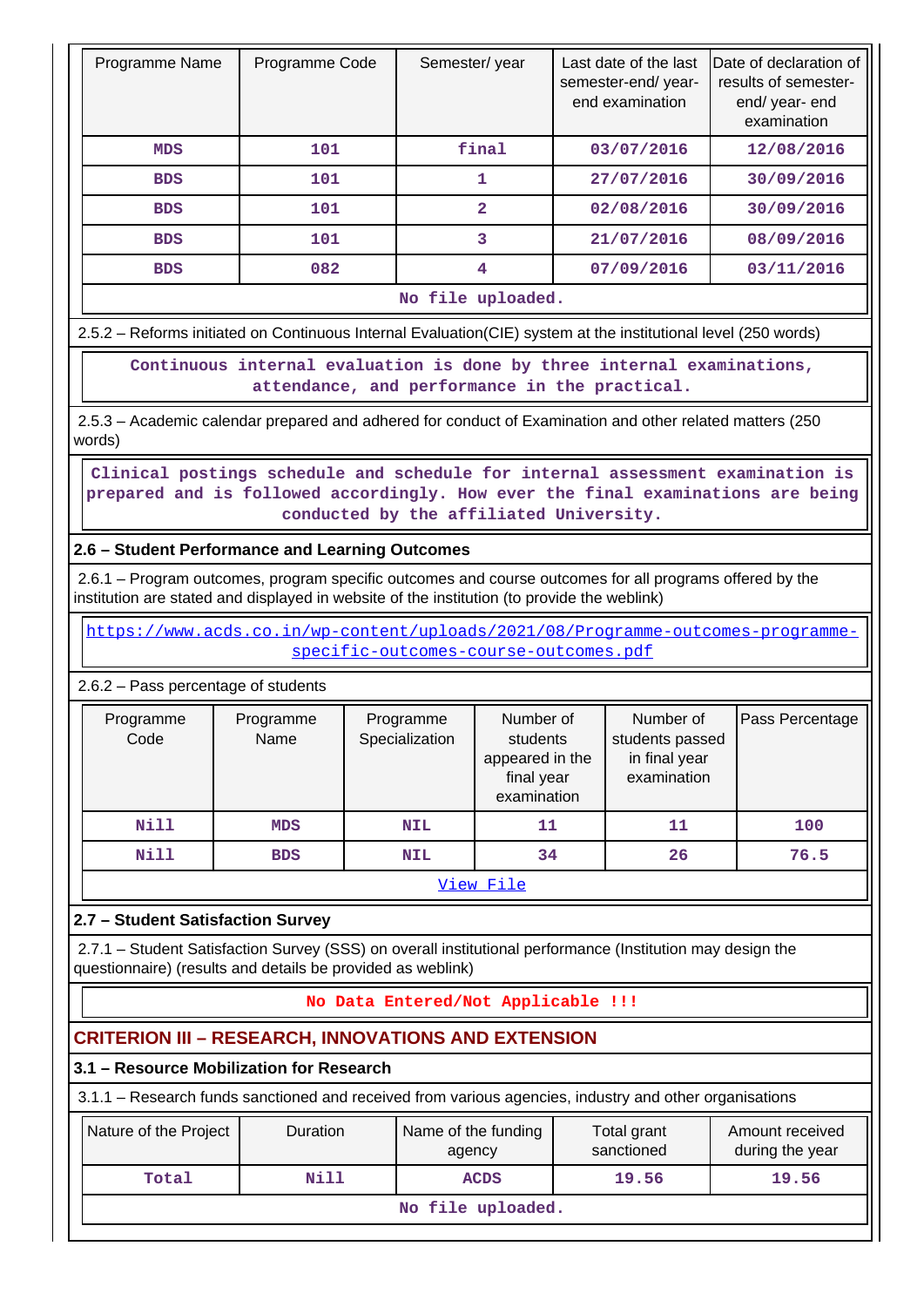| Programme Name | Programme Code | Semester/ year | Last date of the last semester-end/ year- end examination | Date of declaration of results of semester- end/ year- end examination |
|---|---|---|---|---|
| MDS | 101 | final | 03/07/2016 | 12/08/2016 |
| BDS | 101 | 1 | 27/07/2016 | 30/09/2016 |
| BDS | 101 | 2 | 02/08/2016 | 30/09/2016 |
| BDS | 101 | 3 | 21/07/2016 | 08/09/2016 |
| BDS | 082 | 4 | 07/09/2016 | 03/11/2016 |
| No file uploaded. | | | | |

2.5.2 – Reforms initiated on Continuous Internal Evaluation(CIE) system at the institutional level (250 words)

Continuous internal evaluation is done by three internal examinations, attendance, and performance in the practical.

2.5.3 – Academic calendar prepared and adhered for conduct of Examination and other related matters (250 words)

Clinical postings schedule and schedule for internal assessment examination is prepared and is followed accordingly. How ever the final examinations are being conducted by the affiliated University.

### 2.6 – Student Performance and Learning Outcomes

2.6.1 – Program outcomes, program specific outcomes and course outcomes for all programs offered by the institution are stated and displayed in website of the institution (to provide the weblink)

https://www.acds.co.in/wp-content/uploads/2021/08/Programme-outcomes-programme-specific-outcomes-course-outcomes.pdf

2.6.2 – Pass percentage of students

| Programme Code | Programme Name | Programme Specialization | Number of students appeared in the final year examination | Number of students passed in final year examination | Pass Percentage |
|---|---|---|---|---|---|
| Nill | MDS | NIL | 11 | 11 | 100 |
| Nill | BDS | NIL | 34 | 26 | 76.5 |
| View File | | | | | |

### 2.7 – Student Satisfaction Survey

2.7.1 – Student Satisfaction Survey (SSS) on overall institutional performance (Institution may design the questionnaire) (results and details be provided as weblink)

No Data Entered/Not Applicable !!!

## CRITERION III – RESEARCH, INNOVATIONS AND EXTENSION

### 3.1 – Resource Mobilization for Research

3.1.1 – Research funds sanctioned and received from various agencies, industry and other organisations

| Nature of the Project | Duration | Name of the funding agency | Total grant sanctioned | Amount received during the year |
|---|---|---|---|---|
| Total | Nill | ACDS | 19.56 | 19.56 |
| No file uploaded. | | | | |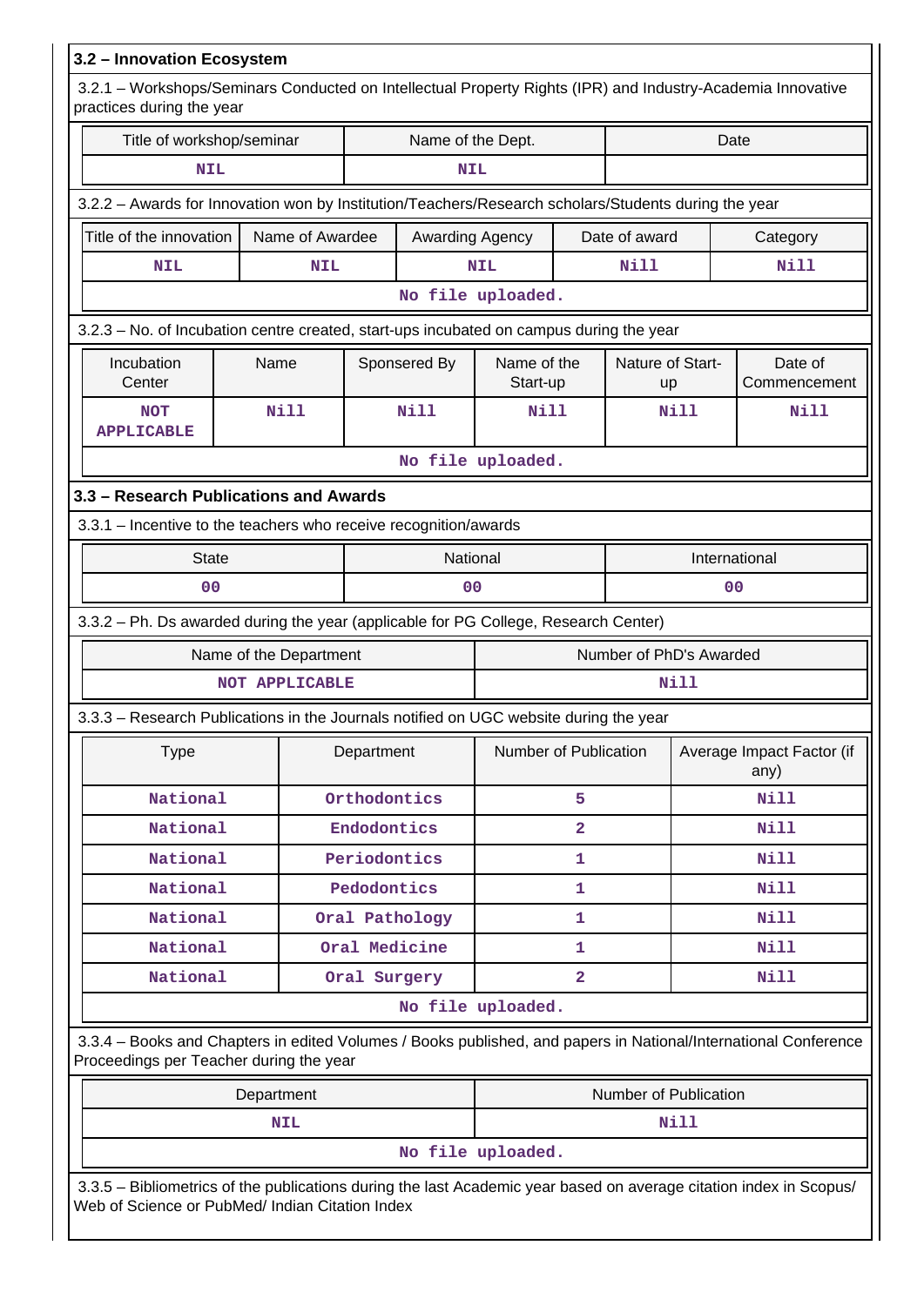### 3.2 – Innovation Ecosystem

3.2.1 – Workshops/Seminars Conducted on Intellectual Property Rights (IPR) and Industry-Academia Innovative practices during the year

| Title of workshop/seminar | Name of the Dept. | Date |
|---|---|---|
| NIL | NIL | |

3.2.2 – Awards for Innovation won by Institution/Teachers/Research scholars/Students during the year

| Title of the innovation | Name of Awardee | Awarding Agency | Date of award | Category |
|---|---|---|---|---|
| NIL | NIL | NIL | Nill | Nill |

No file uploaded.

3.2.3 – No. of Incubation centre created, start-ups incubated on campus during the year

| Incubation Center | Name | Sponsered By | Name of the Start-up | Nature of Start-up | Date of Commencement |
|---|---|---|---|---|---|
| NOT APPLICABLE | Nill | Nill | Nill | Nill | Nill |

No file uploaded.

### 3.3 – Research Publications and Awards

3.3.1 – Incentive to the teachers who receive recognition/awards

| State | National | International |
|---|---|---|
| 00 | 00 | 00 |

3.3.2 – Ph. Ds awarded during the year (applicable for PG College, Research Center)

| Name of the Department | Number of PhD's Awarded |
|---|---|
| NOT APPLICABLE | Nill |

3.3.3 – Research Publications in the Journals notified on UGC website during the year

| Type | Department | Number of Publication | Average Impact Factor (if any) |
|---|---|---|---|
| National | Orthodontics | 5 | Nill |
| National | Endodontics | 2 | Nill |
| National | Periodontics | 1 | Nill |
| National | Pedodontics | 1 | Nill |
| National | Oral Pathology | 1 | Nill |
| National | Oral Medicine | 1 | Nill |
| National | Oral Surgery | 2 | Nill |

No file uploaded.

3.3.4 – Books and Chapters in edited Volumes / Books published, and papers in National/International Conference Proceedings per Teacher during the year

| Department | Number of Publication |
|---|---|
| NIL | Nill |

No file uploaded.

3.3.5 – Bibliometrics of the publications during the last Academic year based on average citation index in Scopus/ Web of Science or PubMed/ Indian Citation Index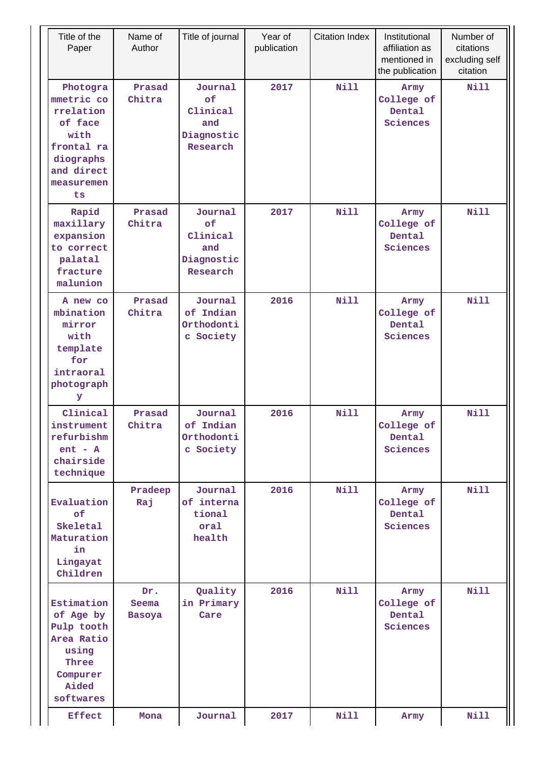| Title of the Paper | Name of Author | Title of journal | Year of publication | Citation Index | Institutional affiliation as mentioned in the publication | Number of citations excluding self citation |
|---|---|---|---|---|---|---|
| Photogrammetric correlation of face with frontal radiographs and direct measurements | Prasad Chitra | Journal of Clinical and Diagnostic Research | 2017 | Nill | Army College of Dental Sciences | Nill |
| Rapid maxillary expansion to correct palatal fracture malunion | Prasad Chitra | Journal of Clinical and Diagnostic Research | 2017 | Nill | Army College of Dental Sciences | Nill |
| A new combination mirror with template for intraoral photograph y | Prasad Chitra | Journal of Indian Orthodontic Society | 2016 | Nill | Army College of Dental Sciences | Nill |
| Clinical instrument refurbishment - A chairside technique | Prasad Chitra | Journal of Indian Orthodontic Society | 2016 | Nill | Army College of Dental Sciences | Nill |
| Evaluation of Skeletal Maturation in Lingayat Children | Pradeep Raj | Journal of international oral health | 2016 | Nill | Army College of Dental Sciences | Nill |
| Estimation of Age by Pulp tooth Area Ratio using Three Compurer Aided softwares | Dr. Seema Basoya | Quality in Primary Care | 2016 | Nill | Army College of Dental Sciences | Nill |
| Effect | Mona | Journal | 2017 | Nill | Army | Nill |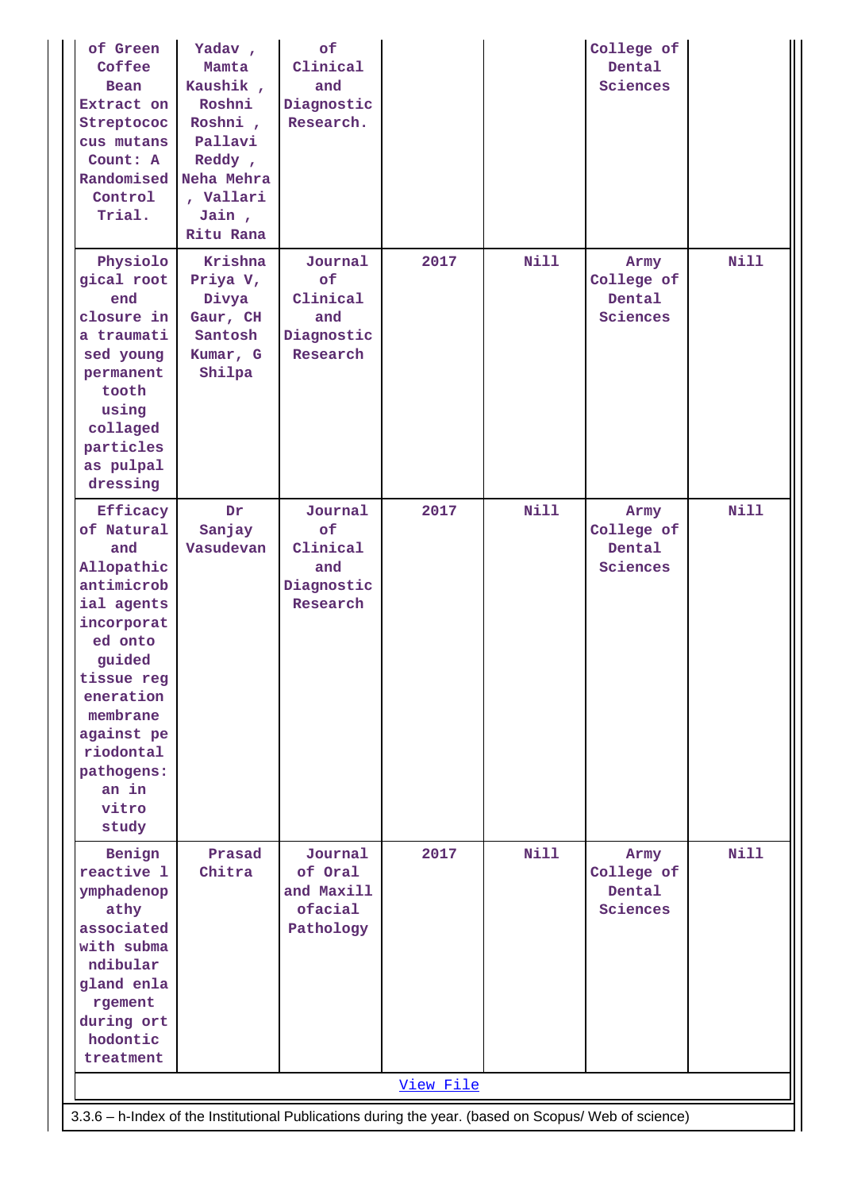| | | | | | | |
|---|---|---|---|---|---|---|
| of Green Coffee Bean Extract on Streptococcus mutans Count: A Randomised Control Trial. | Yadav , Mamta Kaushik , Roshni Roshni , Pallavi Reddy , Neha Mehra , Vallari Jain , Ritu Rana | of Clinical and Diagnostic Research. | | | College of Dental Sciences | |
| Physiological root end closure in a traumatised young permanent tooth using collaged particles as pulpal dressing | Krishna Priya V, Divya Gaur, CH Santosh Kumar, G Shilpa | Journal of Clinical and Diagnostic Research | 2017 | Nill | Army College of Dental Sciences | Nill |
| Efficacy of Natural and Allopathic antimicrobial agents incorporated onto guided tissue regeneration membrane against periodontal pathogens: an in vitro study | Dr Sanjay Vasudevan | Journal of Clinical and Diagnostic Research | 2017 | Nill | Army College of Dental Sciences | Nill |
| Benign reactive lymphadenopathy associated with submandibular gland enlargement during orthodontic treatment | Prasad Chitra | Journal of Oral and Maxillofacial Pathology | 2017 | Nill | Army College of Dental Sciences | Nill |

View File

3.3.6 – h-Index of the Institutional Publications during the year. (based on Scopus/ Web of science)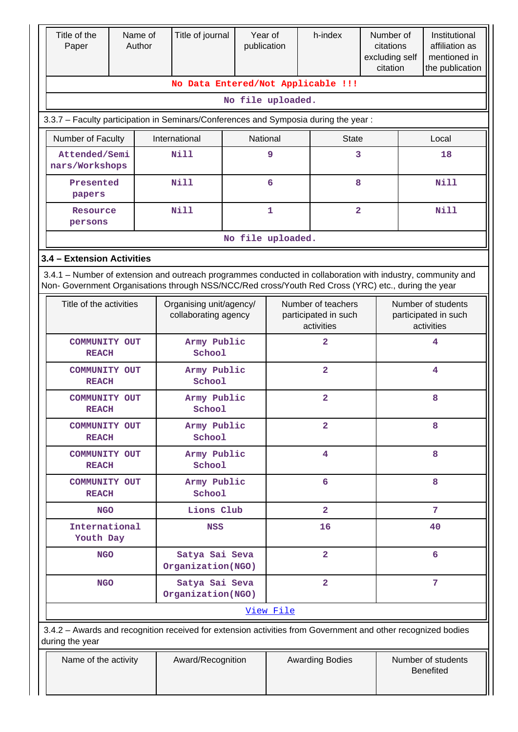| Title of the Paper | Name of Author | Title of journal | Year of publication | h-index | Number of citations excluding self citation | Institutional affiliation as mentioned in the publication |
|---|---|---|---|---|---|---|
| No Data Entered/Not Applicable !!! | | | | | | |
| No file uploaded. | | | | | | |

3.3.7 – Faculty participation in Seminars/Conferences and Symposia during the year :

| Number of Faculty | International | National | State | Local |
|---|---|---|---|---|
| Attended/Seminars/Workshops | Nill | 9 | 3 | 18 |
| Presented papers | Nill | 6 | 8 | Nill |
| Resource persons | Nill | 1 | 2 | Nill |
| No file uploaded. | | | | |

### 3.4 – Extension Activities

3.4.1 – Number of extension and outreach programmes conducted in collaboration with industry, community and Non- Government Organisations through NSS/NCC/Red cross/Youth Red Cross (YRC) etc., during the year

| Title of the activities | Organising unit/agency/ collaborating agency | Number of teachers participated in such activities | Number of students participated in such activities |
|---|---|---|---|
| COMMUNITY OUT REACH | Army Public School | 2 | 4 |
| COMMUNITY OUT REACH | Army Public School | 2 | 4 |
| COMMUNITY OUT REACH | Army Public School | 2 | 8 |
| COMMUNITY OUT REACH | Army Public School | 2 | 8 |
| COMMUNITY OUT REACH | Army Public School | 4 | 8 |
| COMMUNITY OUT REACH | Army Public School | 6 | 8 |
| NGO | Lions Club | 2 | 7 |
| International Youth Day | NSS | 16 | 40 |
| NGO | Satya Sai Seva Organization(NGO) | 2 | 6 |
| NGO | Satya Sai Seva Organization(NGO) | 2 | 7 |
| View File | | | |

3.4.2 – Awards and recognition received for extension activities from Government and other recognized bodies during the year

| Name of the activity | Award/Recognition | Awarding Bodies | Number of students Benefited |
|---|---|---|---|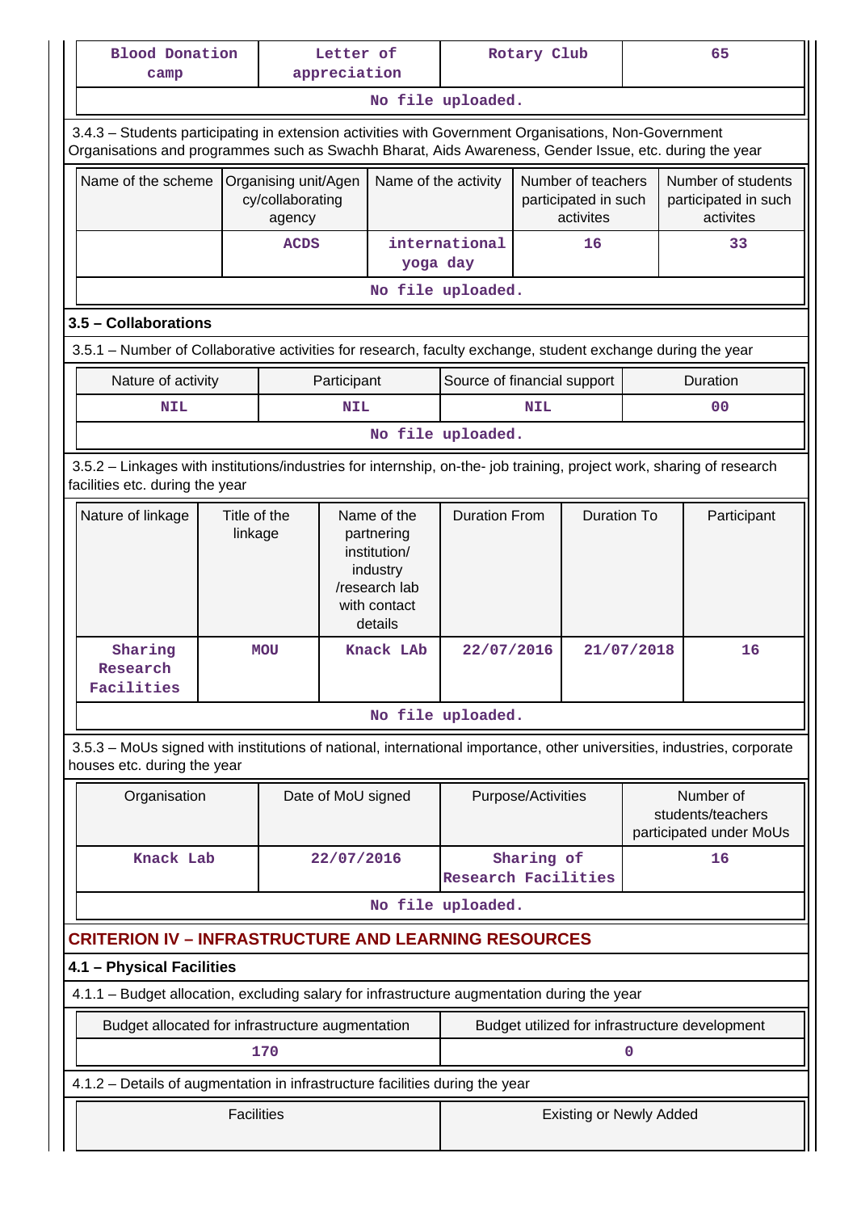| Blood Donation camp | Letter of appreciation | Rotary Club | 65 |
|---|---|---|---|
| No file uploaded. | | | |

3.4.3 – Students participating in extension activities with Government Organisations, Non-Government Organisations and programmes such as Swachh Bharat, Aids Awareness, Gender Issue, etc. during the year

| Name of the scheme | Organising unit/Agency/collaborating agency | Name of the activity | Number of teachers participated in such activites | Number of students participated in such activites |
|---|---|---|---|---|
| | ACDS | international yoga day | 16 | 33 |
| No file uploaded. | | | | |

### 3.5 – Collaborations

3.5.1 – Number of Collaborative activities for research, faculty exchange, student exchange during the year

| Nature of activity | Participant | Source of financial support | Duration |
|---|---|---|---|
| NIL | NIL | NIL | 00 |
| No file uploaded. | | | |

3.5.2 – Linkages with institutions/industries for internship, on-the- job training, project work, sharing of research facilities etc. during the year

| Nature of linkage | Title of the linkage | Name of the partnering institution/ industry /research lab with contact details | Duration From | Duration To | Participant |
|---|---|---|---|---|---|
| Sharing Research Facilities | MOU | Knack LAb | 22/07/2016 | 21/07/2018 | 16 |
| No file uploaded. | | | | | |

3.5.3 – MoUs signed with institutions of national, international importance, other universities, industries, corporate houses etc. during the year

| Organisation | Date of MoU signed | Purpose/Activities | Number of students/teachers participated under MoUs |
|---|---|---|---|
| Knack Lab | 22/07/2016 | Sharing of Research Facilities | 16 |
| No file uploaded. | | | |

## CRITERION IV – INFRASTRUCTURE AND LEARNING RESOURCES

### 4.1 – Physical Facilities

4.1.1 – Budget allocation, excluding salary for infrastructure augmentation during the year

| Budget allocated for infrastructure augmentation | Budget utilized for infrastructure development |
|---|---|
| 170 | 0 |

4.1.2 – Details of augmentation in infrastructure facilities during the year

| Facilities | Existing or Newly Added |
|---|---|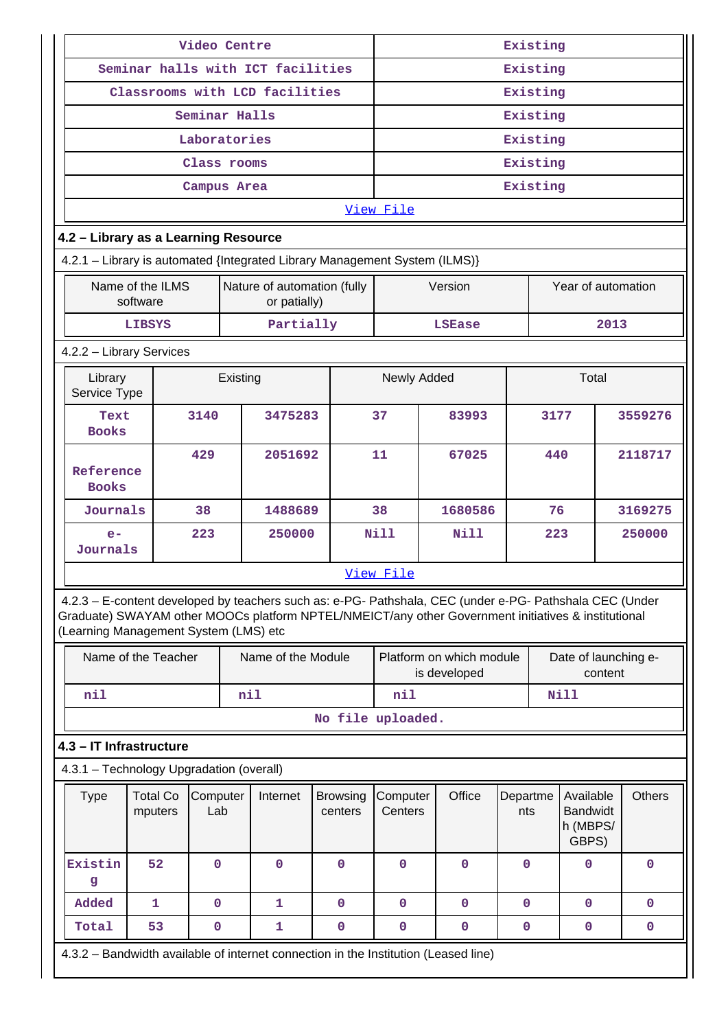| Video Centre | Existing |
|---|---|
| Seminar halls with ICT facilities | Existing |
| Classrooms with LCD facilities | Existing |
| Seminar Halls | Existing |
| Laboratories | Existing |
| Class rooms | Existing |
| Campus Area | Existing |
| View File | |

### 4.2 – Library as a Learning Resource

4.2.1 – Library is automated {Integrated Library Management System (ILMS)}

| Name of the ILMS software | Nature of automation (fully or patially) | Version | Year of automation |
|---|---|---|---|
| LIBSYS | Partially | LSEase | 2013 |

4.2.2 – Library Services

| Library Service Type | Existing | | Newly Added | | Total | |
|---|---|---|---|---|---|---|
| Text Books | 3140 | 3475283 | 37 | 83993 | 3177 | 3559276 |
| Reference Books | 429 | 2051692 | 11 | 67025 | 440 | 2118717 |
| Journals | 38 | 1488689 | 38 | 1680586 | 76 | 3169275 |
| e-Journals | 223 | 250000 | Nill | Nill | 223 | 250000 |

View File

4.2.3 – E-content developed by teachers such as: e-PG- Pathshala, CEC (under e-PG- Pathshala CEC (Under Graduate) SWAYAM other MOOCs platform NPTEL/NMEICT/any other Government initiatives & institutional (Learning Management System (LMS) etc

| Name of the Teacher | Name of the Module | Platform on which module is developed | Date of launching e-content |
|---|---|---|---|
| nil | nil | nil | Nill |

No file uploaded.

### 4.3 – IT Infrastructure

4.3.1 – Technology Upgradation (overall)

| Type | Total Computers | Computer Lab | Internet | Browsing centers | Computer Centers | Office | Departments | Available Bandwidth (MBPS/ GBPS) | Others |
|---|---|---|---|---|---|---|---|---|---|
| Existing | 52 | 0 | 0 | 0 | 0 | 0 | 0 | 0 | 0 |
| Added | 1 | 0 | 1 | 0 | 0 | 0 | 0 | 0 | 0 |
| Total | 53 | 0 | 1 | 0 | 0 | 0 | 0 | 0 | 0 |

4.3.2 – Bandwidth available of internet connection in the Institution (Leased line)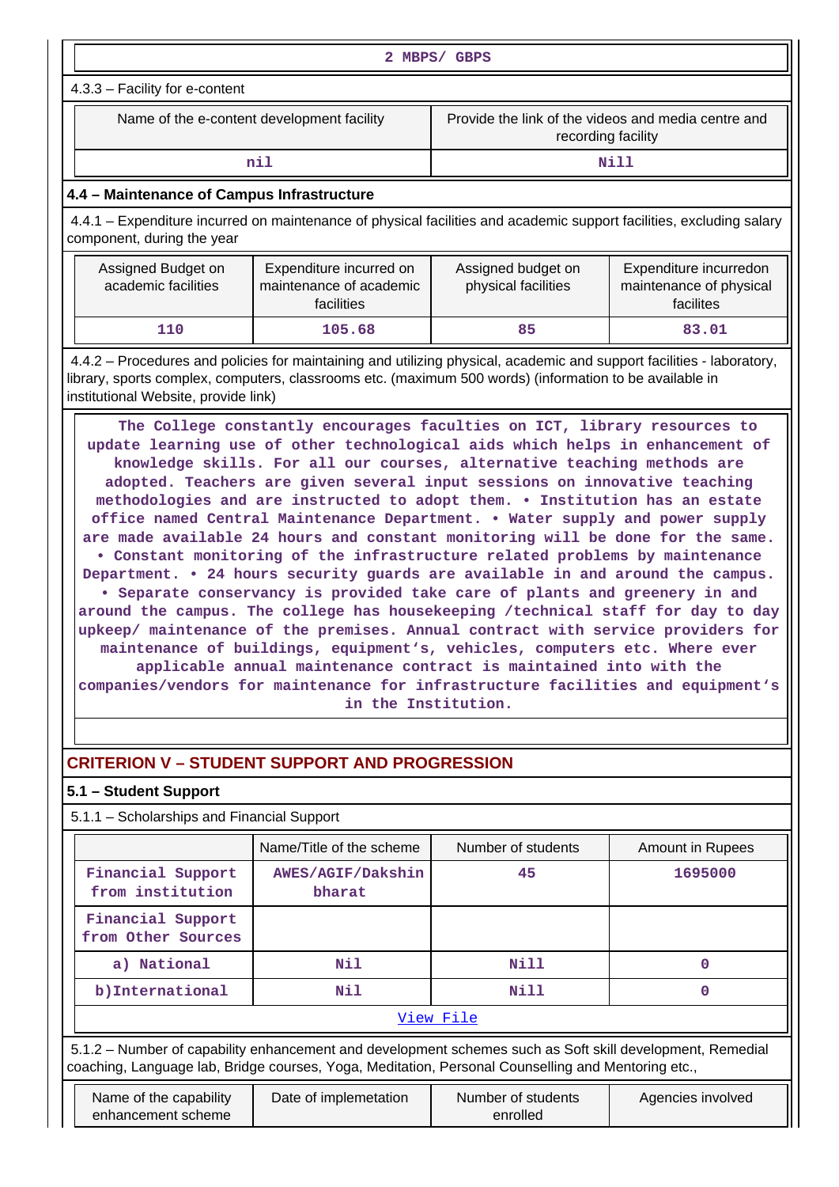| 2 MBPS/ GBPS |
|---|

4.3.3 – Facility for e-content

| Name of the e-content development facility | Provide the link of the videos and media centre and recording facility |
|---|---|
| nil | Nill |

### 4.4 – Maintenance of Campus Infrastructure

4.4.1 – Expenditure incurred on maintenance of physical facilities and academic support facilities, excluding salary component, during the year

| Assigned Budget on academic facilities | Expenditure incurred on maintenance of academic facilities | Assigned budget on physical facilities | Expenditure incurredon maintenance of physical facilites |
|---|---|---|---|
| 110 | 105.68 | 85 | 83.01 |

4.4.2 – Procedures and policies for maintaining and utilizing physical, academic and support facilities - laboratory, library, sports complex, computers, classrooms etc. (maximum 500 words) (information to be available in institutional Website, provide link)

The College constantly encourages faculties on ICT, library resources to update learning use of other technological aids which helps in enhancement of knowledge skills. For all our courses, alternative teaching methods are adopted. Teachers are given several input sessions on innovative teaching methodologies and are instructed to adopt them. • Institution has an estate office named Central Maintenance Department. • Water supply and power supply are made available 24 hours and constant monitoring will be done for the same. • Constant monitoring of the infrastructure related problems by maintenance Department. • 24 hours security guards are available in and around the campus. • Separate conservancy is provided take care of plants and greenery in and around the campus. The college has housekeeping /technical staff for day to day upkeep/ maintenance of the premises. Annual contract with service providers for maintenance of buildings, equipment's, vehicles, computers etc. Where ever applicable annual maintenance contract is maintained into with the companies/vendors for maintenance for infrastructure facilities and equipment's in the Institution.

## CRITERION V – STUDENT SUPPORT AND PROGRESSION

### 5.1 – Student Support

5.1.1 – Scholarships and Financial Support

| | Name/Title of the scheme | Number of students | Amount in Rupees |
|---|---|---|---|
| Financial Support from institution | AWES/AGIF/Dakshin bharat | 45 | 1695000 |
| Financial Support from Other Sources | | | |
| a) National | Nil | Nill | 0 |
| b)International | Nil | Nill | 0 |
| View File | | | |

5.1.2 – Number of capability enhancement and development schemes such as Soft skill development, Remedial coaching, Language lab, Bridge courses, Yoga, Meditation, Personal Counselling and Mentoring etc.,

| Name of the capability enhancement scheme | Date of implemetation | Number of students enrolled | Agencies involved |
|---|---|---|---|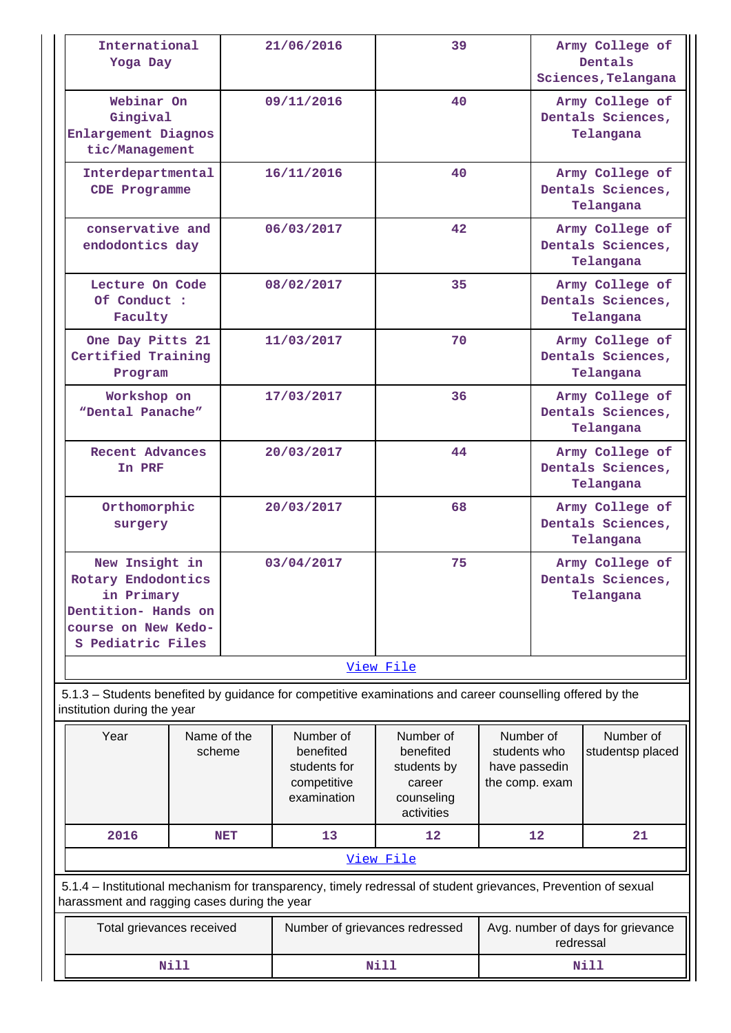| | | | |
|---|---|---|---|
| International Yoga Day | 21/06/2016 | 39 | Army College of Dentals Sciences,Telangana |
| Webinar On Gingival Enlargement Diagnostic/Management | 09/11/2016 | 40 | Army College of Dentals Sciences, Telangana |
| Interdepartmental CDE Programme | 16/11/2016 | 40 | Army College of Dentals Sciences, Telangana |
| conservative and endodontics day | 06/03/2017 | 42 | Army College of Dentals Sciences, Telangana |
| Lecture On Code Of Conduct : Faculty | 08/02/2017 | 35 | Army College of Dentals Sciences, Telangana |
| One Day Pitts 21 Certified Training Program | 11/03/2017 | 70 | Army College of Dentals Sciences, Telangana |
| Workshop on “Dental Panache” | 17/03/2017 | 36 | Army College of Dentals Sciences, Telangana |
| Recent Advances In PRF | 20/03/2017 | 44 | Army College of Dentals Sciences, Telangana |
| Orthomorphic surgery | 20/03/2017 | 68 | Army College of Dentals Sciences, Telangana |
| New Insight in Rotary Endodontics in Primary Dentition- Hands on course on New Kedo-S Pediatric Files | 03/04/2017 | 75 | Army College of Dentals Sciences, Telangana |

View File

5.1.3 – Students benefited by guidance for competitive examinations and career counselling offered by the institution during the year

| Year | Name of the scheme | Number of benefited students for competitive examination | Number of benefited students by career counseling activities | Number of students who have passedin the comp. exam | Number of studentsp placed |
|---|---|---|---|---|---|
| 2016 | NET | 13 | 12 | 12 | 21 |

View File

5.1.4 – Institutional mechanism for transparency, timely redressal of student grievances, Prevention of sexual harassment and ragging cases during the year

| Total grievances received | Number of grievances redressed | Avg. number of days for grievance redressal |
|---|---|---|
| Nill | Nill | Nill |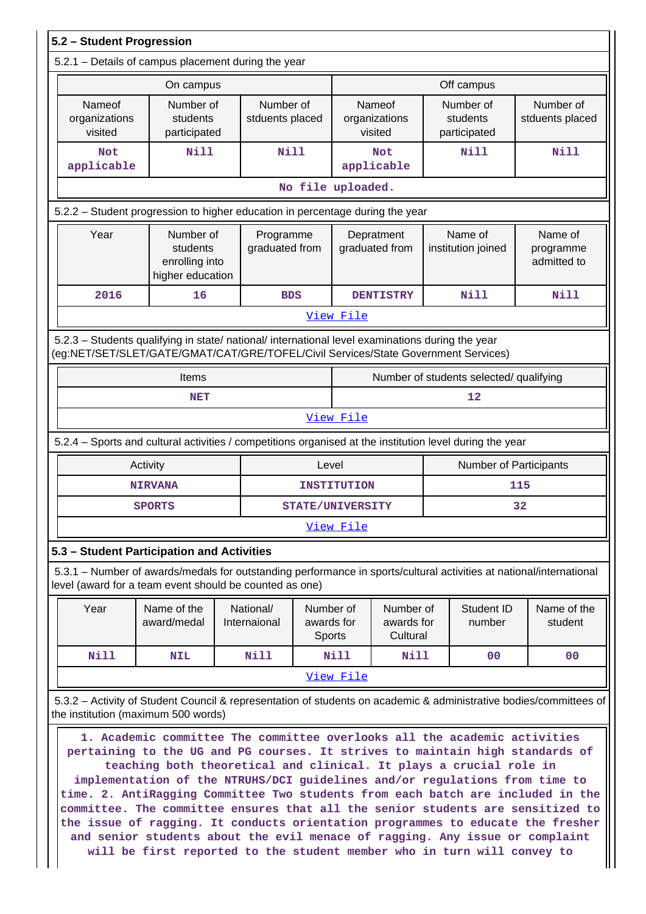### 5.2 – Student Progression

5.2.1 – Details of campus placement during the year

| On campus | | | Off campus | | |
|---|---|---|---|---|---|
| Nameof organizations visited | Number of students participated | Number of stduents placed | Nameof organizations visited | Number of students participated | Number of stduents placed |
| Not applicable | Nill | Nill | Not applicable | Nill | Nill |

No file uploaded.

5.2.2 – Student progression to higher education in percentage during the year

| Year | Number of students enrolling into higher education | Programme graduated from | Depratment graduated from | Name of institution joined | Name of programme admitted to |
|---|---|---|---|---|---|
| 2016 | 16 | BDS | DENTISTRY | Nill | Nill |

View File

5.2.3 – Students qualifying in state/ national/ international level examinations during the year (eg:NET/SET/SLET/GATE/GMAT/CAT/GRE/TOFEL/Civil Services/State Government Services)

| Items | Number of students selected/ qualifying |
|---|---|
| NET | 12 |

View File

5.2.4 – Sports and cultural activities / competitions organised at the institution level during the year

| Activity | Level | Number of Participants |
|---|---|---|
| NIRVANA | INSTITUTION | 115 |
| SPORTS | STATE/UNIVERSITY | 32 |

View File

### 5.3 – Student Participation and Activities

5.3.1 – Number of awards/medals for outstanding performance in sports/cultural activities at national/international level (award for a team event should be counted as one)

| Year | Name of the award/medal | National/ Internaional | Number of awards for Sports | Number of awards for Cultural | Student ID number | Name of the student |
|---|---|---|---|---|---|---|
| Nill | NIL | Nill | Nill | Nill | 00 | 00 |

View File

5.3.2 – Activity of Student Council & representation of students on academic & administrative bodies/committees of the institution (maximum 500 words)

1. Academic committee The committee overlooks all the academic activities pertaining to the UG and PG courses. It strives to maintain high standards of teaching both theoretical and clinical. It plays a crucial role in implementation of the NTRUHS/DCI guidelines and/or regulations from time to time. 2. AntiRagging Committee Two students from each batch are included in the committee. The committee ensures that all the senior students are sensitized to the issue of ragging. It conducts orientation programmes to educate the fresher and senior students about the evil menace of ragging. Any issue or complaint will be first reported to the student member who in turn will convey to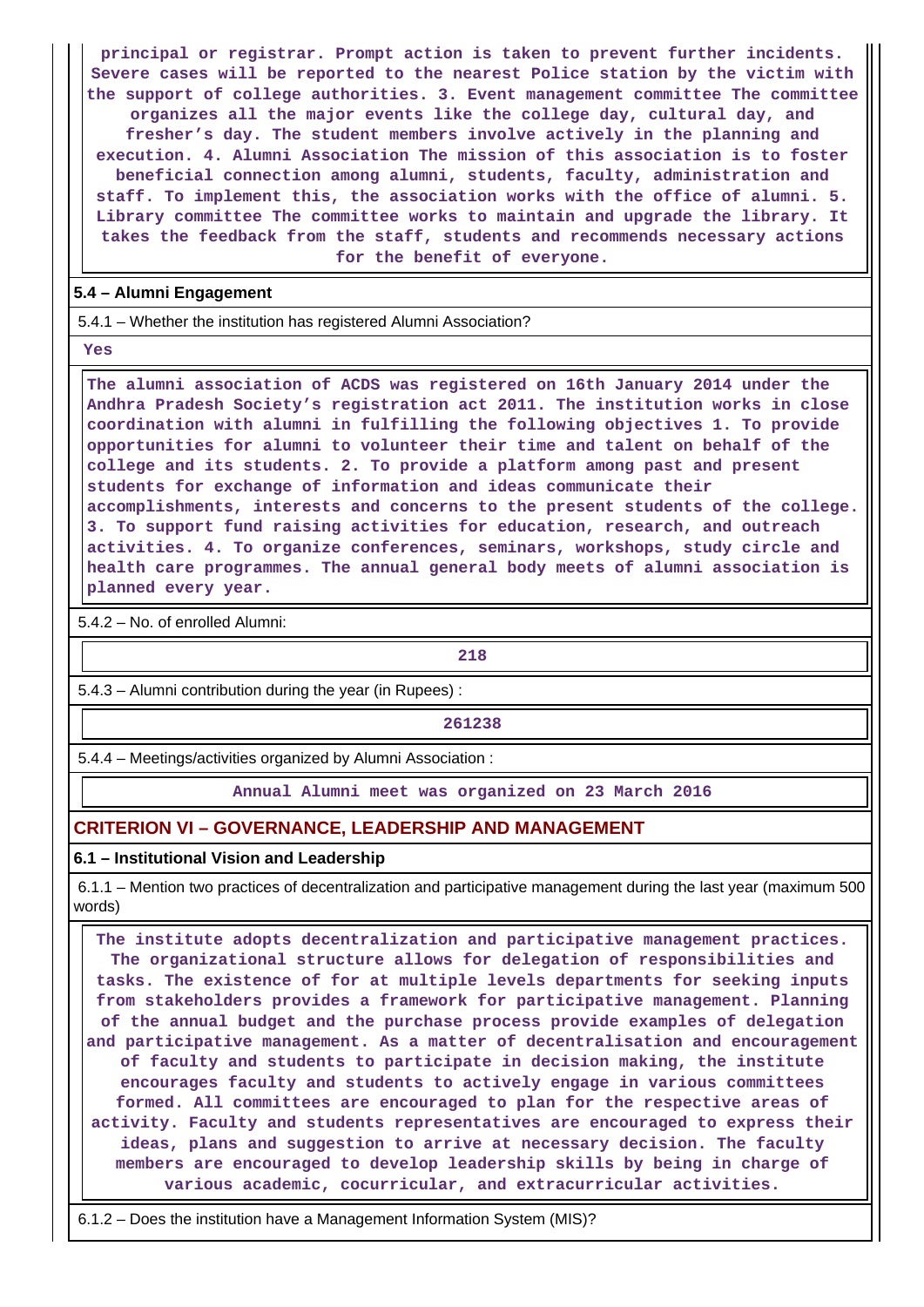principal or registrar. Prompt action is taken to prevent further incidents. Severe cases will be reported to the nearest Police station by the victim with the support of college authorities. 3. Event management committee The committee organizes all the major events like the college day, cultural day, and fresher's day. The student members involve actively in the planning and execution. 4. Alumni Association The mission of this association is to foster beneficial connection among alumni, students, faculty, administration and staff. To implement this, the association works with the office of alumni. 5. Library committee The committee works to maintain and upgrade the library. It takes the feedback from the staff, students and recommends necessary actions for the benefit of everyone.

**5.4 – Alumni Engagement**

5.4.1 – Whether the institution has registered Alumni Association?

Yes

The alumni association of ACDS was registered on 16th January 2014 under the Andhra Pradesh Society's registration act 2011. The institution works in close coordination with alumni in fulfilling the following objectives 1. To provide opportunities for alumni to volunteer their time and talent on behalf of the college and its students. 2. To provide a platform among past and present students for exchange of information and ideas communicate their accomplishments, interests and concerns to the present students of the college. 3. To support fund raising activities for education, research, and outreach activities. 4. To organize conferences, seminars, workshops, study circle and health care programmes. The annual general body meets of alumni association is planned every year.

5.4.2 – No. of enrolled Alumni:

218

5.4.3 – Alumni contribution during the year (in Rupees) :

261238

5.4.4 – Meetings/activities organized by Alumni Association :

Annual Alumni meet was organized on 23 March 2016

## CRITERION VI – GOVERNANCE, LEADERSHIP AND MANAGEMENT

**6.1 – Institutional Vision and Leadership**

6.1.1 – Mention two practices of decentralization and participative management during the last year (maximum 500 words)

The institute adopts decentralization and participative management practices. The organizational structure allows for delegation of responsibilities and tasks. The existence of for at multiple levels departments for seeking inputs from stakeholders provides a framework for participative management. Planning of the annual budget and the purchase process provide examples of delegation and participative management. As a matter of decentralisation and encouragement of faculty and students to participate in decision making, the institute encourages faculty and students to actively engage in various committees formed. All committees are encouraged to plan for the respective areas of activity. Faculty and students representatives are encouraged to express their ideas, plans and suggestion to arrive at necessary decision. The faculty members are encouraged to develop leadership skills by being in charge of various academic, cocurricular, and extracurricular activities.

6.1.2 – Does the institution have a Management Information System (MIS)?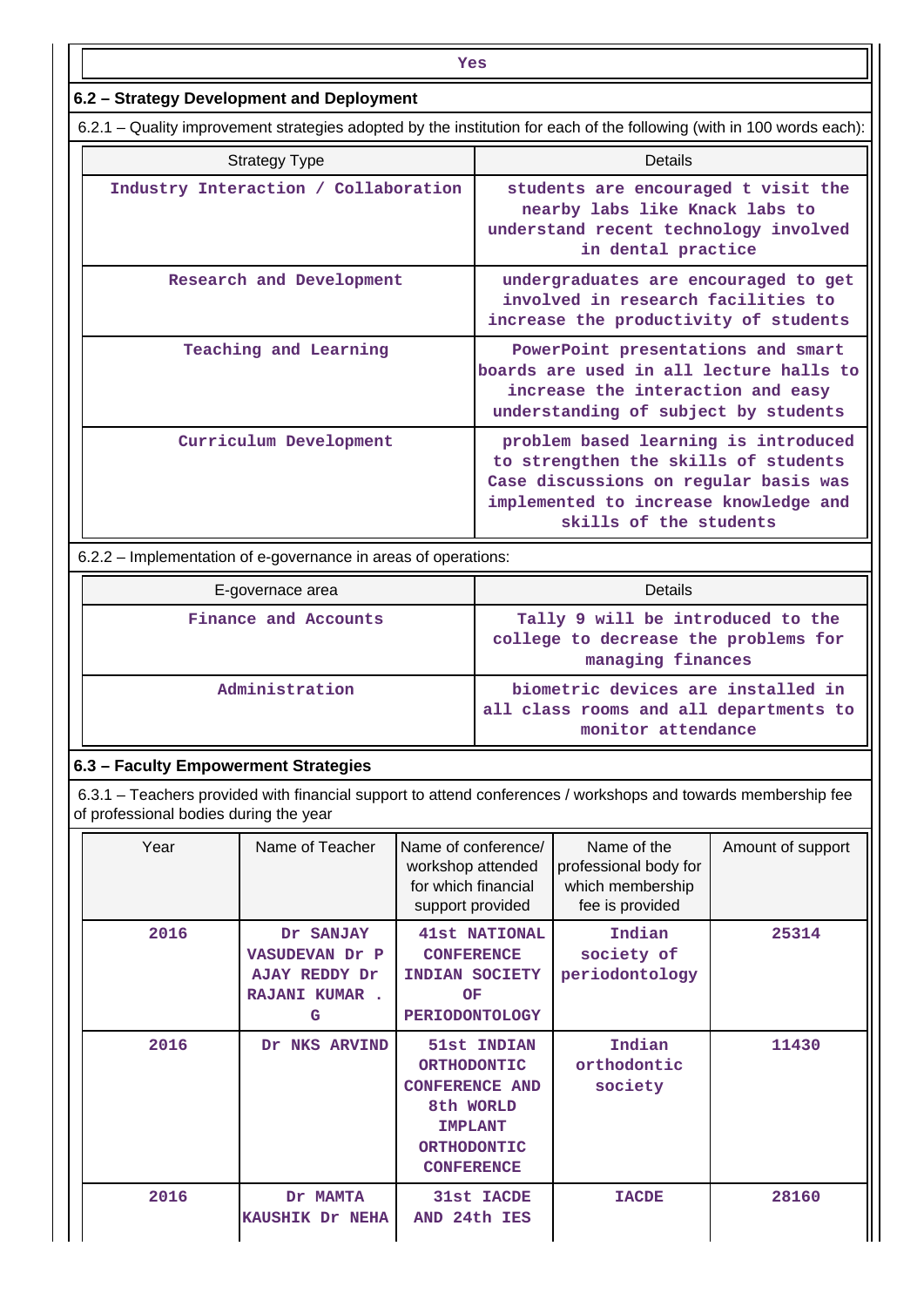| Yes |
|---|

### 6.2 – Strategy Development and Deployment

6.2.1 – Quality improvement strategies adopted by the institution for each of the following (with in 100 words each):

| Strategy Type | Details |
|---|---|
| Industry Interaction / Collaboration | students are encouraged t visit the nearby labs like Knack labs to understand recent technology involved in dental practice |
| Research and Development | undergraduates are encouraged to get involved in research facilities to increase the productivity of students |
| Teaching and Learning | PowerPoint presentations and smart boards are used in all lecture halls to increase the interaction and easy understanding of subject by students |
| Curriculum Development | problem based learning is introduced to strengthen the skills of students Case discussions on regular basis was implemented to increase knowledge and skills of the students |

6.2.2 – Implementation of e-governance in areas of operations:

| E-governance area | Details |
|---|---|
| Finance and Accounts | Tally 9 will be introduced to the college to decrease the problems for managing finances |
| Administration | biometric devices are installed in all class rooms and all departments to monitor attendance |

### 6.3 – Faculty Empowerment Strategies

6.3.1 – Teachers provided with financial support to attend conferences / workshops and towards membership fee of professional bodies during the year

| Year | Name of Teacher | Name of conference/ workshop attended for which financial support provided | Name of the professional body for which membership fee is provided | Amount of support |
|---|---|---|---|---|
| 2016 | Dr SANJAY VASUDEVAN Dr P AJAY REDDY Dr RAJANI KUMAR . G | 41st NATIONAL CONFERENCE INDIAN SOCIETY OF PERIODONTOLOGY | Indian society of periodontology | 25314 |
| 2016 | Dr NKS ARVIND | 51st INDIAN ORTHODONTIC CONFERENCE AND 8th WORLD IMPLANT ORTHODONTIC CONFERENCE | Indian orthodontic society | 11430 |
| 2016 | Dr MAMTA KAUSHIK Dr NEHA | 31st IACDE AND 24th IES | IACDE | 28160 |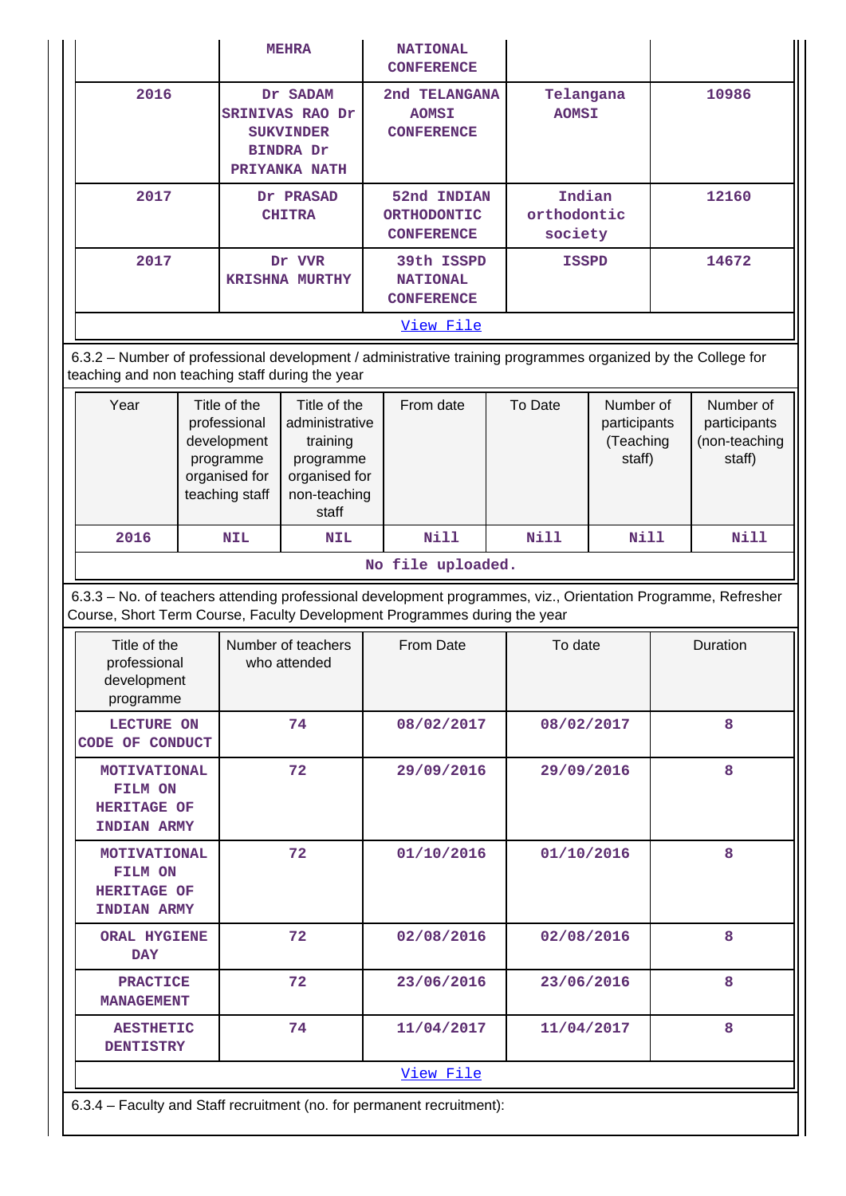|  | MEHRA | NATIONAL CONFERENCE |  |  |
|---|---|---|---|---|
| 2016 | Dr SADAM SRINIVAS RAO Dr SUKVINDER BINDRA Dr PRIYANKA NATH | 2nd TELANGANA AOMSI CONFERENCE | Telangana AOMSI | 10986 |
| 2017 | Dr PRASAD CHITRA | 52nd INDIAN ORTHODONTIC CONFERENCE | Indian orthodontic society | 12160 |
| 2017 | Dr VVR KRISHNA MURTHY | 39th ISSPD NATIONAL CONFERENCE | ISSPD | 14672 |

View File

6.3.2 – Number of professional development / administrative training programmes organized by the College for teaching and non teaching staff during the year

| Year | Title of the professional development programme organised for teaching staff | Title of the administrative training programme organised for non-teaching staff | From date | To Date | Number of participants (Teaching staff) | Number of participants (non-teaching staff) |
|---|---|---|---|---|---|---|
| 2016 | NIL | NIL | Nill | Nill | Nill | Nill |

No file uploaded.

6.3.3 – No. of teachers attending professional development programmes, viz., Orientation Programme, Refresher Course, Short Term Course, Faculty Development Programmes during the year

| Title of the professional development programme | Number of teachers who attended | From Date | To date | Duration |
|---|---|---|---|---|
| LECTURE ON CODE OF CONDUCT | 74 | 08/02/2017 | 08/02/2017 | 8 |
| MOTIVATIONAL FILM ON HERITAGE OF INDIAN ARMY | 72 | 29/09/2016 | 29/09/2016 | 8 |
| MOTIVATIONAL FILM ON HERITAGE OF INDIAN ARMY | 72 | 01/10/2016 | 01/10/2016 | 8 |
| ORAL HYGIENE DAY | 72 | 02/08/2016 | 02/08/2016 | 8 |
| PRACTICE MANAGEMENT | 72 | 23/06/2016 | 23/06/2016 | 8 |
| AESTHETIC DENTISTRY | 74 | 11/04/2017 | 11/04/2017 | 8 |

View File

6.3.4 – Faculty and Staff recruitment (no. for permanent recruitment):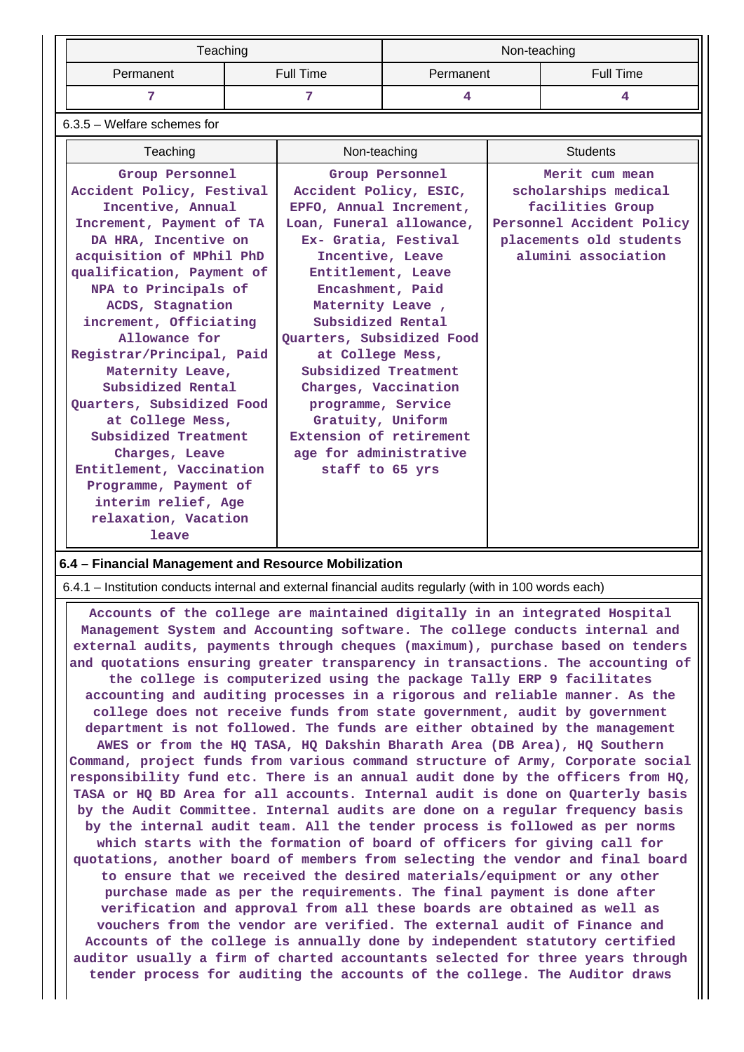| Teaching | | Non-teaching | |
|---|---|---|---|
| Permanent | Full Time | Permanent | Full Time |
| 7 | 7 | 4 | 4 |

6.3.5 – Welfare schemes for

| Teaching | Non-teaching | Students |
|---|---|---|
| Group Personnel Accident Policy, Festival Incentive, Annual Increment, Payment of TA DA HRA, Incentive on acquisition of MPhil PhD qualification, Payment of NPA to Principals of ACDS, Stagnation increment, Officiating Allowance for Registrar/Principal, Paid Maternity Leave, Subsidized Rental Quarters, Subsidized Food at College Mess, Subsidized Treatment Charges, Leave Entitlement, Vaccination Programme, Payment of interim relief, Age relaxation, Vacation leave | Group Personnel Accident Policy, ESIC, EPFO, Annual Increment, Loan, Funeral allowance, Ex- Gratia, Festival Incentive, Leave Entitlement, Leave Encashment, Paid Maternity Leave , Subsidized Rental Quarters, Subsidized Food at College Mess, Subsidized Treatment Charges, Vaccination programme, Service Gratuity, Uniform Extension of retirement age for administrative staff to 65 yrs | Merit cum mean scholarships medical facilities Group Personnel Accident Policy placements old students alumini association |

## 6.4 – Financial Management and Resource Mobilization

6.4.1 – Institution conducts internal and external financial audits regularly (with in 100 words each)

Accounts of the college are maintained digitally in an integrated Hospital Management System and Accounting software. The college conducts internal and external audits, payments through cheques (maximum), purchase based on tenders and quotations ensuring greater transparency in transactions. The accounting of the college is computerized using the package Tally ERP 9 facilitates accounting and auditing processes in a rigorous and reliable manner. As the college does not receive funds from state government, audit by government department is not followed. The funds are either obtained by the management AWES or from the HQ TASA, HQ Dakshin Bharath Area (DB Area), HQ Southern Command, project funds from various command structure of Army, Corporate social responsibility fund etc. There is an annual audit done by the officers from HQ, TASA or HQ BD Area for all accounts. Internal audit is done on Quarterly basis by the Audit Committee. Internal audits are done on a regular frequency basis by the internal audit team. All the tender process is followed as per norms which starts with the formation of board of officers for giving call for quotations, another board of members from selecting the vendor and final board to ensure that we received the desired materials/equipment or any other purchase made as per the requirements. The final payment is done after verification and approval from all these boards are obtained as well as vouchers from the vendor are verified. The external audit of Finance and Accounts of the college is annually done by independent statutory certified auditor usually a firm of charted accountants selected for three years through tender process for auditing the accounts of the college. The Auditor draws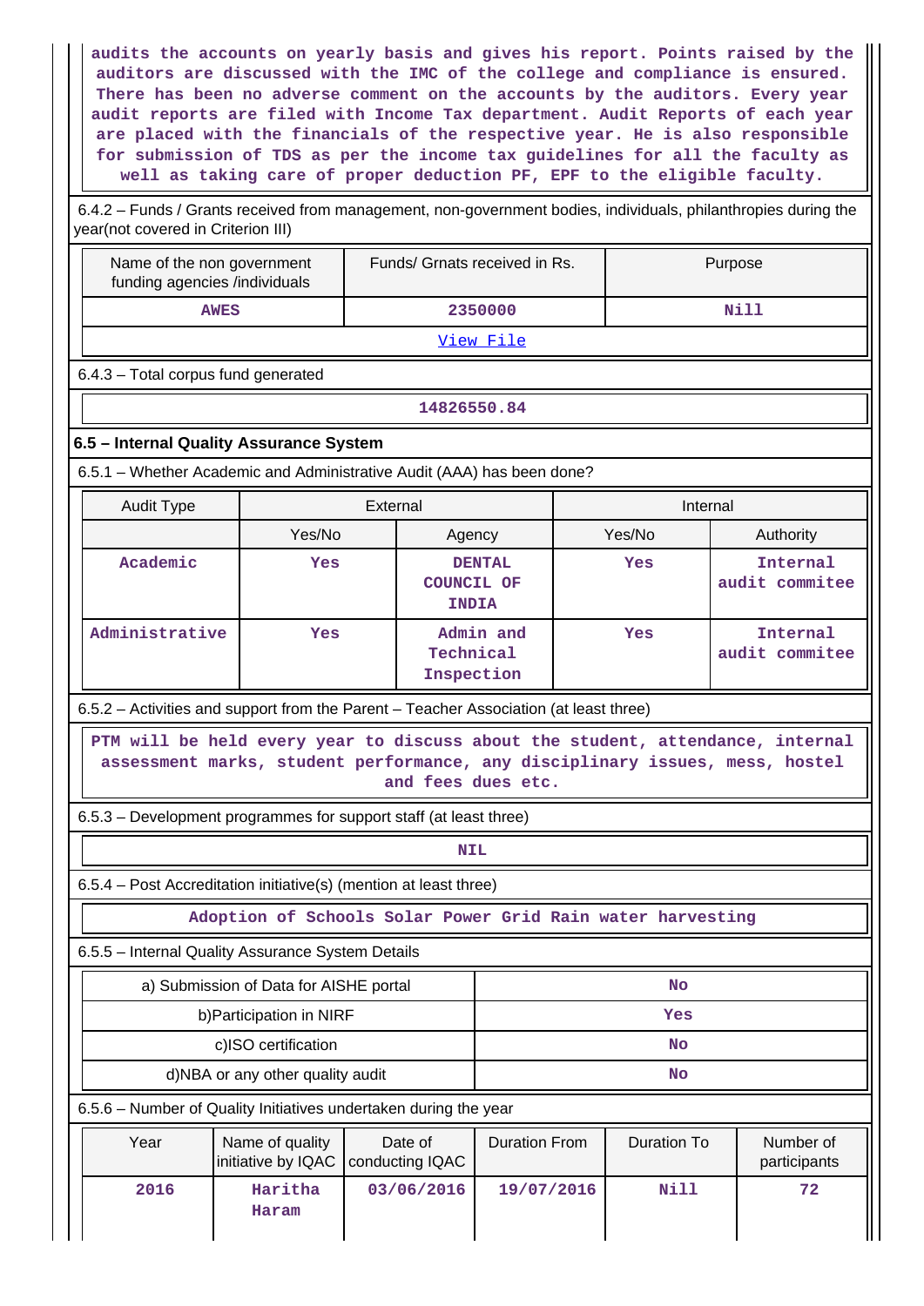audits the accounts on yearly basis and gives his report. Points raised by the auditors are discussed with the IMC of the college and compliance is ensured. There has been no adverse comment on the accounts by the auditors. Every year audit reports are filed with Income Tax department. Audit Reports of each year are placed with the financials of the respective year. He is also responsible for submission of TDS as per the income tax guidelines for all the faculty as well as taking care of proper deduction PF, EPF to the eligible faculty.

6.4.2 – Funds / Grants received from management, non-government bodies, individuals, philanthropies during the year(not covered in Criterion III)

| Name of the non government funding agencies /individuals | Funds/ Grnats received in Rs. | Purpose |
|---|---|---|
| AWES | 2350000 | Nill |

View File

6.4.3 – Total corpus fund generated

| 14826550.84 |
|---|

### 6.5 – Internal Quality Assurance System

6.5.1 – Whether Academic and Administrative Audit (AAA) has been done?

| Audit Type | External | | Internal | |
|---|---|---|---|---|
| | Yes/No | Agency | Yes/No | Authority |
| Academic | Yes | DENTAL COUNCIL OF INDIA | Yes | Internal audit commitee |
| Administrative | Yes | Admin and Technical Inspection | Yes | Internal audit commitee |

6.5.2 – Activities and support from the Parent – Teacher Association (at least three)

PTM will be held every year to discuss about the student, attendance, internal assessment marks, student performance, any disciplinary issues, mess, hostel and fees dues etc.

6.5.3 – Development programmes for support staff (at least three)

NIL

6.5.4 – Post Accreditation initiative(s) (mention at least three)

Adoption of Schools Solar Power Grid Rain water harvesting

6.5.5 – Internal Quality Assurance System Details

| | |
|---|---|
| a) Submission of Data for AISHE portal | No |
| b)Participation in NIRF | Yes |
| c)ISO certification | No |
| d)NBA or any other quality audit | No |

6.5.6 – Number of Quality Initiatives undertaken during the year

| Year | Name of quality initiative by IQAC | Date of conducting IQAC | Duration From | Duration To | Number of participants |
|---|---|---|---|---|---|
| 2016 | Haritha Haram | 03/06/2016 | 19/07/2016 | Nill | 72 |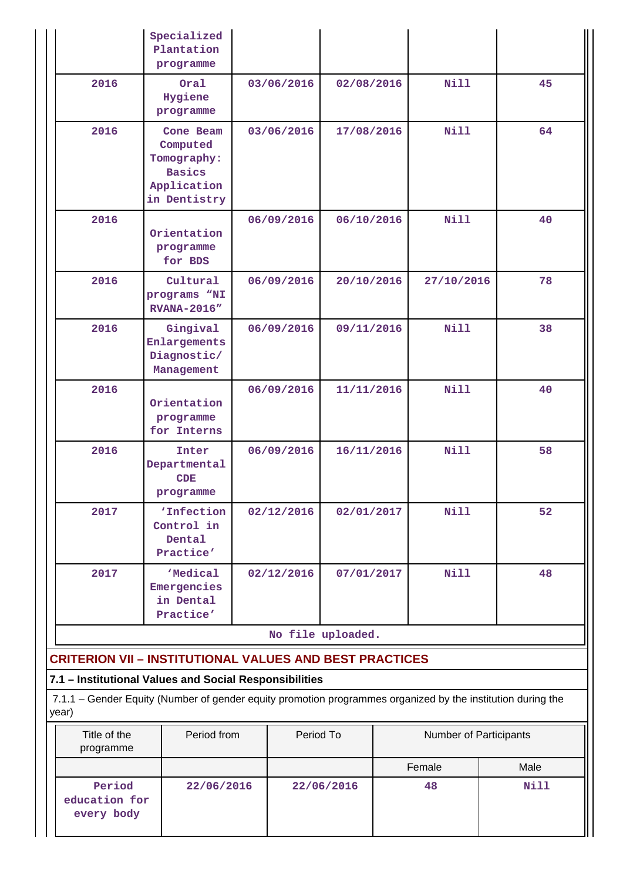| | | | | | |
|---|---|---|---|---|---|
| | Specialized Plantation programme | | | | |
| 2016 | Oral Hygiene programme | 03/06/2016 | 02/08/2016 | Nill | 45 |
| 2016 | Cone Beam Computed Tomography: Basics Application in Dentistry | 03/06/2016 | 17/08/2016 | Nill | 64 |
| 2016 | Orientation programme for BDS | 06/09/2016 | 06/10/2016 | Nill | 40 |
| 2016 | Cultural programs "NIRVANA-2016" | 06/09/2016 | 20/10/2016 | 27/10/2016 | 78 |
| 2016 | Gingival Enlargements Diagnostic/ Management | 06/09/2016 | 09/11/2016 | Nill | 38 |
| 2016 | Orientation programme for Interns | 06/09/2016 | 11/11/2016 | Nill | 40 |
| 2016 | Inter Departmental CDE programme | 06/09/2016 | 16/11/2016 | Nill | 58 |
| 2017 | 'Infection Control in Dental Practice' | 02/12/2016 | 02/01/2017 | Nill | 52 |
| 2017 | 'Medical Emergencies in Dental Practice' | 02/12/2016 | 07/01/2017 | Nill | 48 |

No file uploaded.

## CRITERION VII – INSTITUTIONAL VALUES AND BEST PRACTICES

### 7.1 – Institutional Values and Social Responsibilities

7.1.1 – Gender Equity (Number of gender equity promotion programmes organized by the institution during the year)

| Title of the programme | Period from | Period To | Number of Participants | |
|---|---|---|---|---|
| | | | Female | Male |
| Period education for every body | 22/06/2016 | 22/06/2016 | 48 | Nill |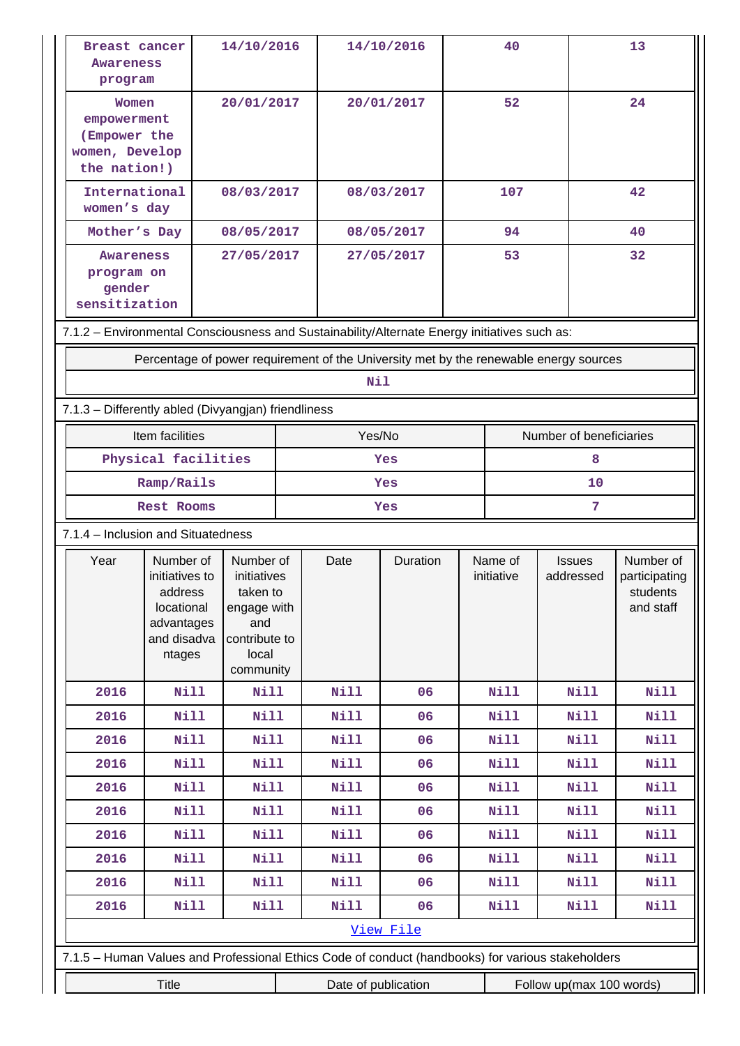| Breast cancer Awareness program | 14/10/2016 | 14/10/2016 | 40 | 13 |
|---|---|---|---|---|
| Women empowerment (Empower the women, Develop the nation!) | 20/01/2017 | 20/01/2017 | 52 | 24 |
| International women's day | 08/03/2017 | 08/03/2017 | 107 | 42 |
| Mother's Day | 08/05/2017 | 08/05/2017 | 94 | 40 |
| Awareness program on gender sensitization | 27/05/2017 | 27/05/2017 | 53 | 32 |

7.1.2 – Environmental Consciousness and Sustainability/Alternate Energy initiatives such as:

| Percentage of power requirement of the University met by the renewable energy sources |
|---|
| Nil |

7.1.3 – Differently abled (Divyangjan) friendliness

| Item facilities | Yes/No | Number of beneficiaries |
|---|---|---|
| Physical facilities | Yes | 8 |
| Ramp/Rails | Yes | 10 |
| Rest Rooms | Yes | 7 |

7.1.4 – Inclusion and Situatedness

| Year | Number of initiatives to address locational advantages and disadvantages | Number of initiatives taken to engage with and contribute to local community | Date | Duration | Name of initiative | Issues addressed | Number of participating students and staff |
|---|---|---|---|---|---|---|---|
| 2016 | Nill | Nill | Nill | 06 | Nill | Nill | Nill |
| 2016 | Nill | Nill | Nill | 06 | Nill | Nill | Nill |
| 2016 | Nill | Nill | Nill | 06 | Nill | Nill | Nill |
| 2016 | Nill | Nill | Nill | 06 | Nill | Nill | Nill |
| 2016 | Nill | Nill | Nill | 06 | Nill | Nill | Nill |
| 2016 | Nill | Nill | Nill | 06 | Nill | Nill | Nill |
| 2016 | Nill | Nill | Nill | 06 | Nill | Nill | Nill |
| 2016 | Nill | Nill | Nill | 06 | Nill | Nill | Nill |
| 2016 | Nill | Nill | Nill | 06 | Nill | Nill | Nill |
| 2016 | Nill | Nill | Nill | 06 | Nill | Nill | Nill |

View File

7.1.5 – Human Values and Professional Ethics Code of conduct (handbooks) for various stakeholders

| Title | Date of publication | Follow up(max 100 words) |
|---|---|---|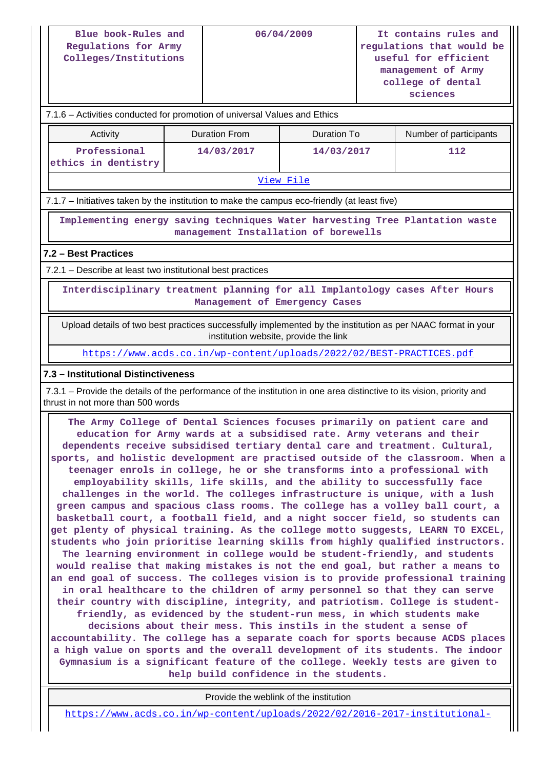| Blue book-Rules and Regulations for Army Colleges/Institutions | 06/04/2009 | It contains rules and regulations that would be useful for efficient management of Army college of dental sciences |
|---|---|---|

7.1.6 – Activities conducted for promotion of universal Values and Ethics

| Activity | Duration From | Duration To | Number of participants |
|---|---|---|---|
| Professional ethics in dentistry | 14/03/2017 | 14/03/2017 | 112 |

View File

7.1.7 – Initiatives taken by the institution to make the campus eco-friendly (at least five)

Implementing energy saving techniques Water harvesting Tree Plantation waste management Installation of borewells

## 7.2 – Best Practices

7.2.1 – Describe at least two institutional best practices

Interdisciplinary treatment planning for all Implantology cases After Hours Management of Emergency Cases

Upload details of two best practices successfully implemented by the institution as per NAAC format in your institution website, provide the link

https://www.acds.co.in/wp-content/uploads/2022/02/BEST-PRACTICES.pdf

## 7.3 – Institutional Distinctiveness

7.3.1 – Provide the details of the performance of the institution in one area distinctive to its vision, priority and thrust in not more than 500 words

The Army College of Dental Sciences focuses primarily on patient care and education for Army wards at a subsidised rate. Army veterans and their dependents receive subsidised tertiary dental care and treatment. Cultural, sports, and holistic development are practised outside of the classroom. When a teenager enrols in college, he or she transforms into a professional with employability skills, life skills, and the ability to successfully face challenges in the world. The colleges infrastructure is unique, with a lush green campus and spacious class rooms. The college has a volley ball court, a basketball court, a football field, and a night soccer field, so students can get plenty of physical training. As the college motto suggests, LEARN TO EXCEL, students who join prioritise learning skills from highly qualified instructors. The learning environment in college would be student-friendly, and students would realise that making mistakes is not the end goal, but rather a means to an end goal of success. The colleges vision is to provide professional training in oral healthcare to the children of army personnel so that they can serve their country with discipline, integrity, and patriotism. College is student-friendly, as evidenced by the student-run mess, in which students make decisions about their mess. This instils in the student a sense of accountability. The college has a separate coach for sports because ACDS places a high value on sports and the overall development of its students. The indoor Gymnasium is a significant feature of the college. Weekly tests are given to help build confidence in the students.

Provide the weblink of the institution

https://www.acds.co.in/wp-content/uploads/2022/02/2016-2017-institutional-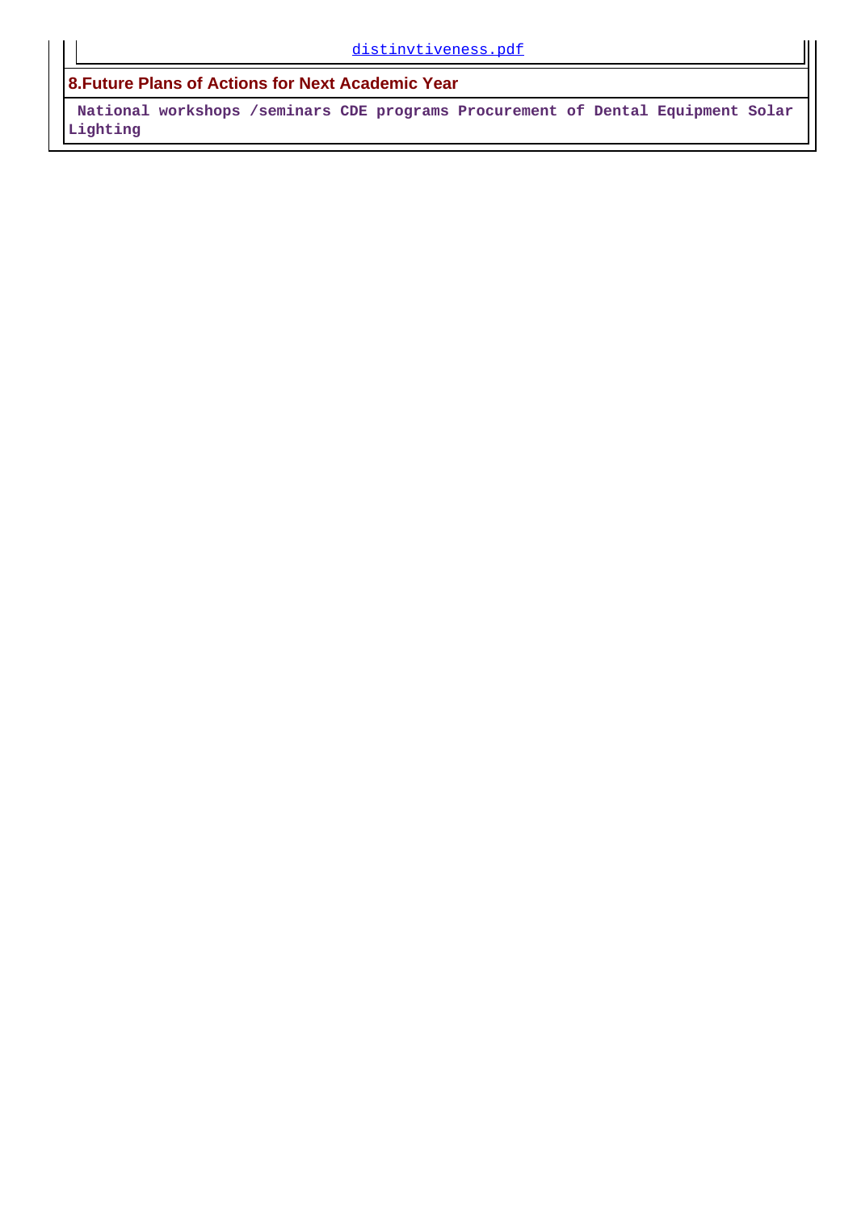distinvtiveness.pdf

## 8.Future Plans of Actions for Next Academic Year

National workshops /seminars CDE programs Procurement of Dental Equipment Solar Lighting